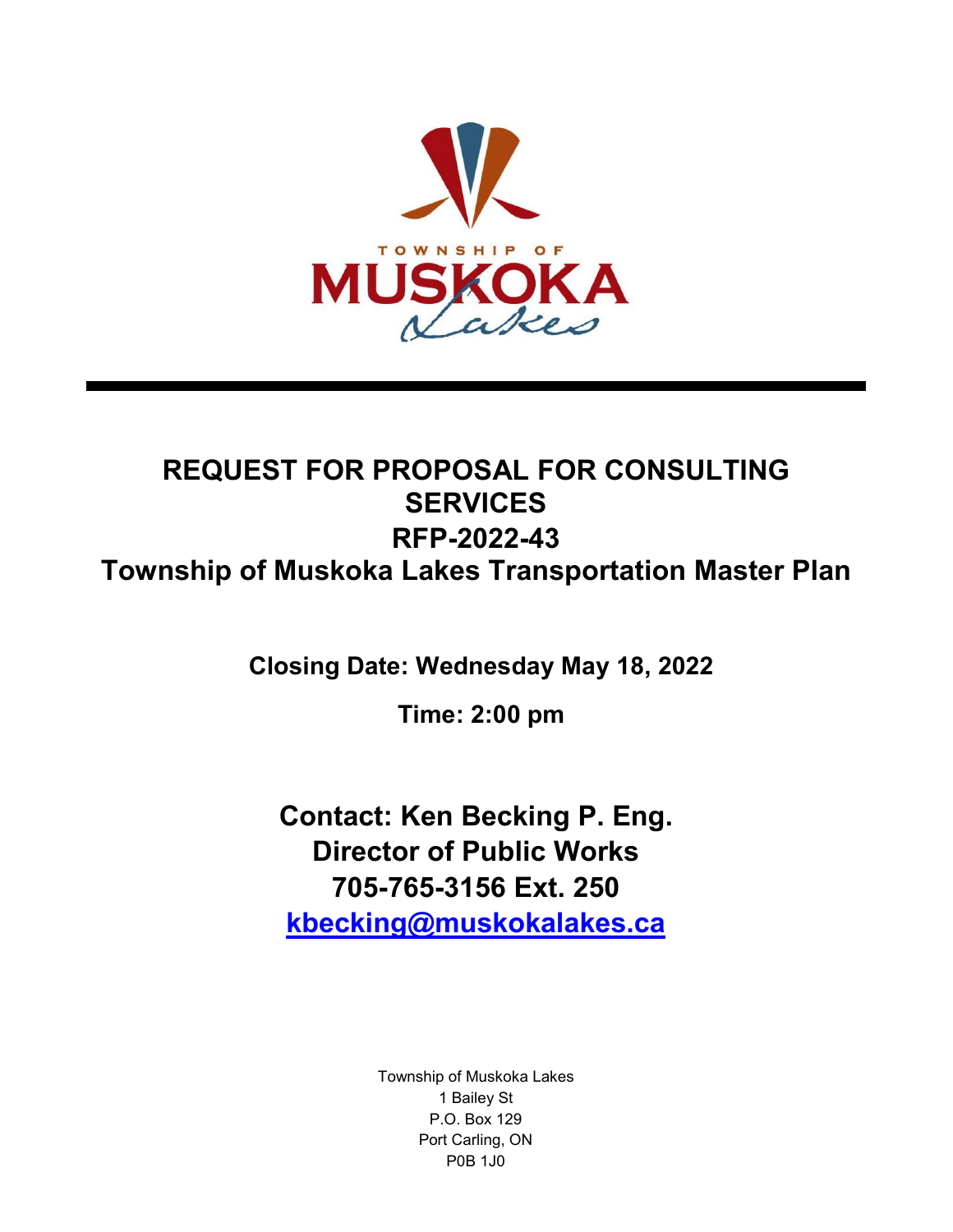TOWNSHIP OF

MUSKOKA

Lakes

# REQUEST FOR PROPOSAL FOR CONSULTING SERVICES

# RFP-2022-43

# Township of Muskoka Lakes Transportation Master Plan

**Closing Date: Wednesday May 18, 2022**

**Time: 2:00 pm**

**Contact: Ken Becking P. Eng.**
**Director of Public Works**
**705-765-3156 Ext. 250**
**kbecking@muskokalakes.ca**

Township of Muskoka Lakes
1 Bailey St
P.O. Box 129
Port Carling, ON
P0B 1J0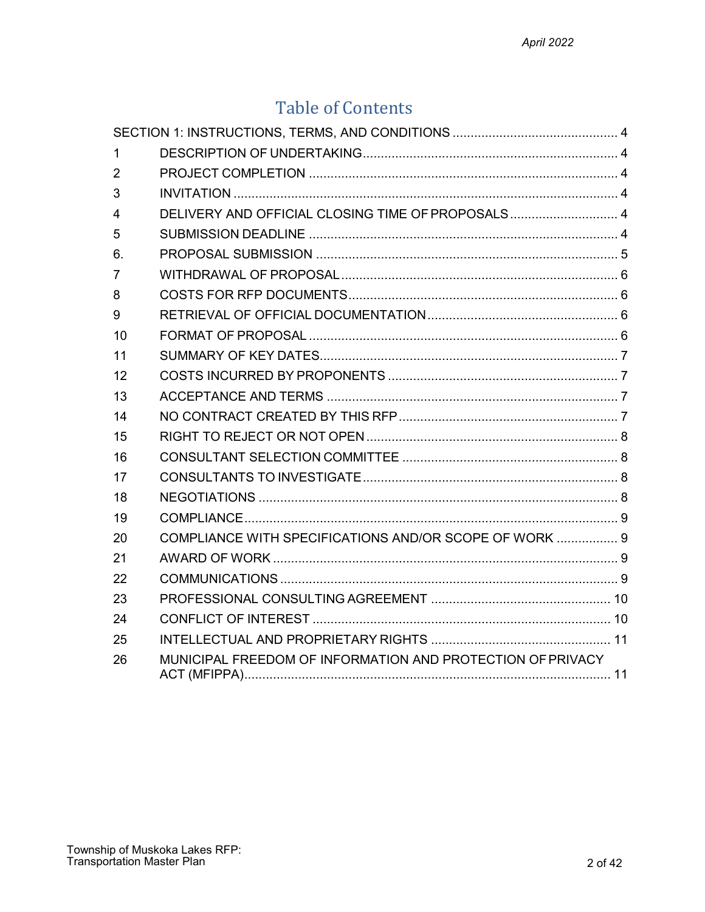# Table of Contents

| | | |
|---|---|---|
| SECTION 1: INSTRUCTIONS, TERMS, AND CONDITIONS | | 4 |
| 1 | DESCRIPTION OF UNDERTAKING | 4 |
| 2 | PROJECT COMPLETION | 4 |
| 3 | INVITATION | 4 |
| 4 | DELIVERY AND OFFICIAL CLOSING TIME OF PROPOSALS | 4 |
| 5 | SUBMISSION DEADLINE | 4 |
| 6. | PROPOSAL SUBMISSION | 5 |
| 7 | WITHDRAWAL OF PROPOSAL | 6 |
| 8 | COSTS FOR RFP DOCUMENTS | 6 |
| 9 | RETRIEVAL OF OFFICIAL DOCUMENTATION | 6 |
| 10 | FORMAT OF PROPOSAL | 6 |
| 11 | SUMMARY OF KEY DATES | 7 |
| 12 | COSTS INCURRED BY PROPONENTS | 7 |
| 13 | ACCEPTANCE AND TERMS | 7 |
| 14 | NO CONTRACT CREATED BY THIS RFP | 7 |
| 15 | RIGHT TO REJECT OR NOT OPEN | 8 |
| 16 | CONSULTANT SELECTION COMMITTEE | 8 |
| 17 | CONSULTANTS TO INVESTIGATE | 8 |
| 18 | NEGOTIATIONS | 8 |
| 19 | COMPLIANCE | 9 |
| 20 | COMPLIANCE WITH SPECIFICATIONS AND/OR SCOPE OF WORK | 9 |
| 21 | AWARD OF WORK | 9 |
| 22 | COMMUNICATIONS | 9 |
| 23 | PROFESSIONAL CONSULTING AGREEMENT | 10 |
| 24 | CONFLICT OF INTEREST | 10 |
| 25 | INTELLECTUAL AND PROPRIETARY RIGHTS | 11 |
| 26 | MUNICIPAL FREEDOM OF INFORMATION AND PROTECTION OF PRIVACY ACT (MFIPPA) | 11 |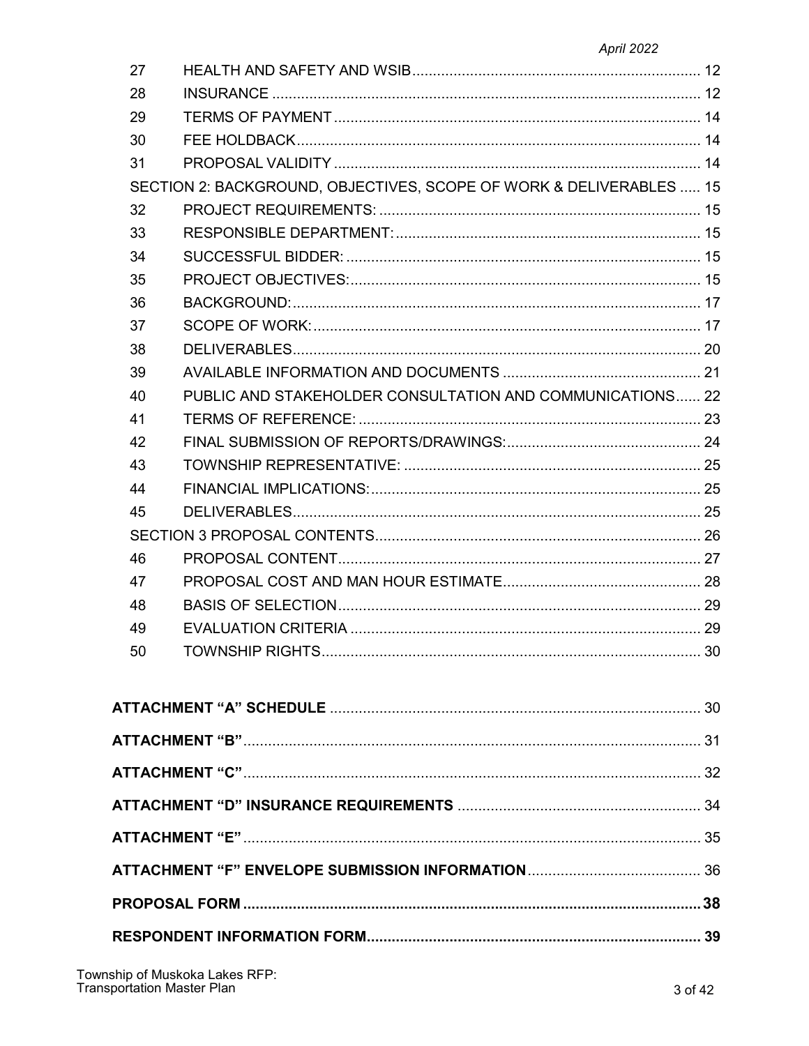| | | |
|---|---|---|
| 27 | HEALTH AND SAFETY AND WSIB | 12 |
| 28 | INSURANCE | 12 |
| 29 | TERMS OF PAYMENT | 14 |
| 30 | FEE HOLDBACK | 14 |
| 31 | PROPOSAL VALIDITY | 14 |
| | SECTION 2: BACKGROUND, OBJECTIVES, SCOPE OF WORK & DELIVERABLES | 15 |
| 32 | PROJECT REQUIREMENTS: | 15 |
| 33 | RESPONSIBLE DEPARTMENT: | 15 |
| 34 | SUCCESSFUL BIDDER: | 15 |
| 35 | PROJECT OBJECTIVES: | 15 |
| 36 | BACKGROUND: | 17 |
| 37 | SCOPE OF WORK: | 17 |
| 38 | DELIVERABLES | 20 |
| 39 | AVAILABLE INFORMATION AND DOCUMENTS | 21 |
| 40 | PUBLIC AND STAKEHOLDER CONSULTATION AND COMMUNICATIONS | 22 |
| 41 | TERMS OF REFERENCE: | 23 |
| 42 | FINAL SUBMISSION OF REPORTS/DRAWINGS: | 24 |
| 43 | TOWNSHIP REPRESENTATIVE: | 25 |
| 44 | FINANCIAL IMPLICATIONS: | 25 |
| 45 | DELIVERABLES | 25 |
| | SECTION 3 PROPOSAL CONTENTS | 26 |
| 46 | PROPOSAL CONTENT | 27 |
| 47 | PROPOSAL COST AND MAN HOUR ESTIMATE | 28 |
| 48 | BASIS OF SELECTION | 29 |
| 49 | EVALUATION CRITERIA | 29 |
| 50 | TOWNSHIP RIGHTS | 30 |

| | |
|---|---|
| **ATTACHMENT "A" SCHEDULE** | 30 |
| **ATTACHMENT "B"** | 31 |
| **ATTACHMENT "C"** | 32 |
| **ATTACHMENT "D" INSURANCE REQUIREMENTS** | 34 |
| **ATTACHMENT "E"** | 35 |
| **ATTACHMENT "F" ENVELOPE SUBMISSION INFORMATION** | 36 |
| **PROPOSAL FORM** | **38** |
| **RESPONDENT INFORMATION FORM** | **39** |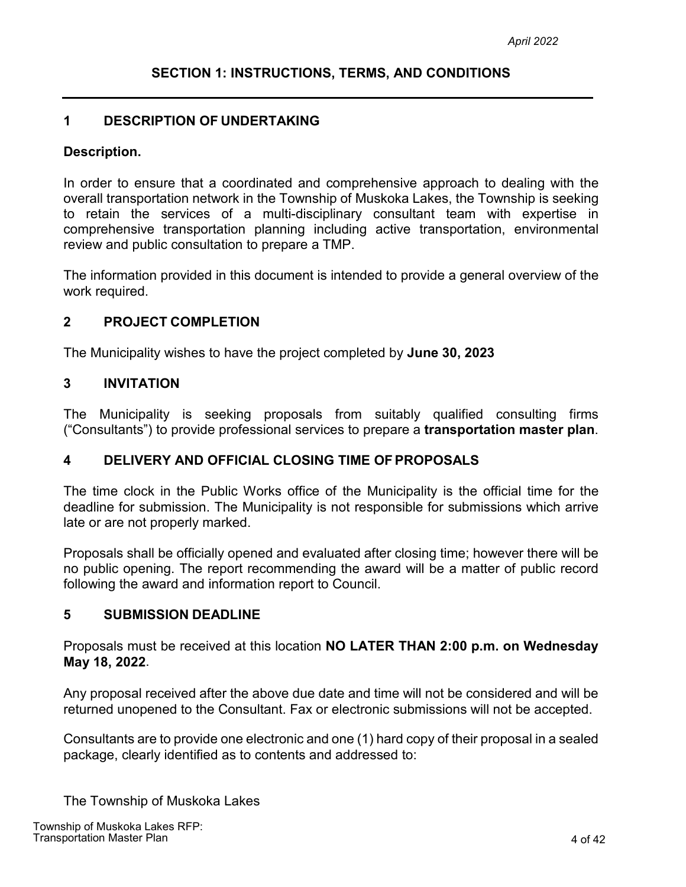## SECTION 1: INSTRUCTIONS, TERMS, AND CONDITIONS

### 1 DESCRIPTION OF UNDERTAKING

**Description.**

In order to ensure that a coordinated and comprehensive approach to dealing with the overall transportation network in the Township of Muskoka Lakes, the Township is seeking to retain the services of a multi-disciplinary consultant team with expertise in comprehensive transportation planning including active transportation, environmental review and public consultation to prepare a TMP.

The information provided in this document is intended to provide a general overview of the work required.

### 2 PROJECT COMPLETION

The Municipality wishes to have the project completed by **June 30, 2023**

### 3 INVITATION

The Municipality is seeking proposals from suitably qualified consulting firms ("Consultants") to provide professional services to prepare a **transportation master plan**.

### 4 DELIVERY AND OFFICIAL CLOSING TIME OF PROPOSALS

The time clock in the Public Works office of the Municipality is the official time for the deadline for submission. The Municipality is not responsible for submissions which arrive late or are not properly marked.

Proposals shall be officially opened and evaluated after closing time; however there will be no public opening. The report recommending the award will be a matter of public record following the award and information report to Council.

### 5 SUBMISSION DEADLINE

Proposals must be received at this location **NO LATER THAN 2:00 p.m. on Wednesday May 18, 2022**.

Any proposal received after the above due date and time will not be considered and will be returned unopened to the Consultant. Fax or electronic submissions will not be accepted.

Consultants are to provide one electronic and one (1) hard copy of their proposal in a sealed package, clearly identified as to contents and addressed to:

The Township of Muskoka Lakes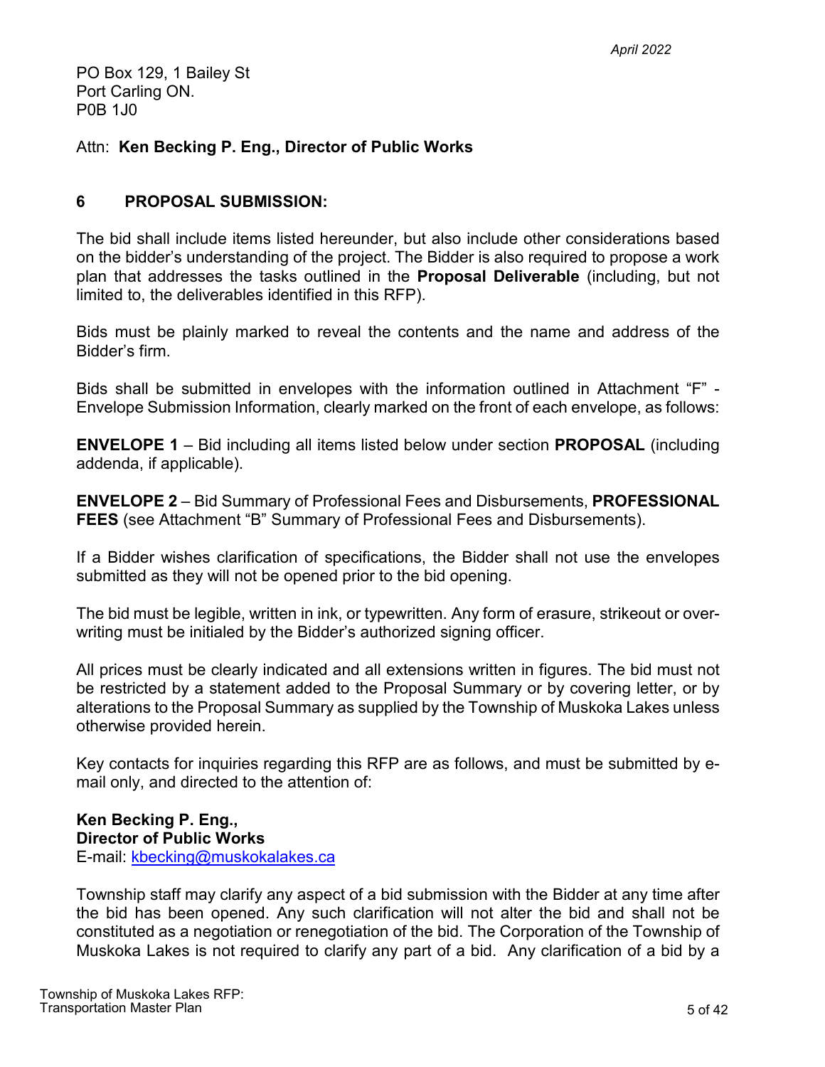PO Box 129, 1 Bailey St
Port Carling ON.
P0B 1J0

Attn: **Ken Becking P. Eng., Director of Public Works**

## 6 PROPOSAL SUBMISSION:

The bid shall include items listed hereunder, but also include other considerations based on the bidder's understanding of the project. The Bidder is also required to propose a work plan that addresses the tasks outlined in the **Proposal Deliverable** (including, but not limited to, the deliverables identified in this RFP).

Bids must be plainly marked to reveal the contents and the name and address of the Bidder's firm.

Bids shall be submitted in envelopes with the information outlined in Attachment "F" - Envelope Submission Information, clearly marked on the front of each envelope, as follows:

**ENVELOPE 1** – Bid including all items listed below under section **PROPOSAL** (including addenda, if applicable).

**ENVELOPE 2** – Bid Summary of Professional Fees and Disbursements, **PROFESSIONAL FEES** (see Attachment "B" Summary of Professional Fees and Disbursements).

If a Bidder wishes clarification of specifications, the Bidder shall not use the envelopes submitted as they will not be opened prior to the bid opening.

The bid must be legible, written in ink, or typewritten. Any form of erasure, strikeout or over-writing must be initialed by the Bidder's authorized signing officer.

All prices must be clearly indicated and all extensions written in figures. The bid must not be restricted by a statement added to the Proposal Summary or by covering letter, or by alterations to the Proposal Summary as supplied by the Township of Muskoka Lakes unless otherwise provided herein.

Key contacts for inquiries regarding this RFP are as follows, and must be submitted by e-mail only, and directed to the attention of:

**Ken Becking P. Eng.,**
**Director of Public Works**
E-mail: kbecking@muskokalakes.ca

Township staff may clarify any aspect of a bid submission with the Bidder at any time after the bid has been opened. Any such clarification will not alter the bid and shall not be constituted as a negotiation or renegotiation of the bid. The Corporation of the Township of Muskoka Lakes is not required to clarify any part of a bid. Any clarification of a bid by a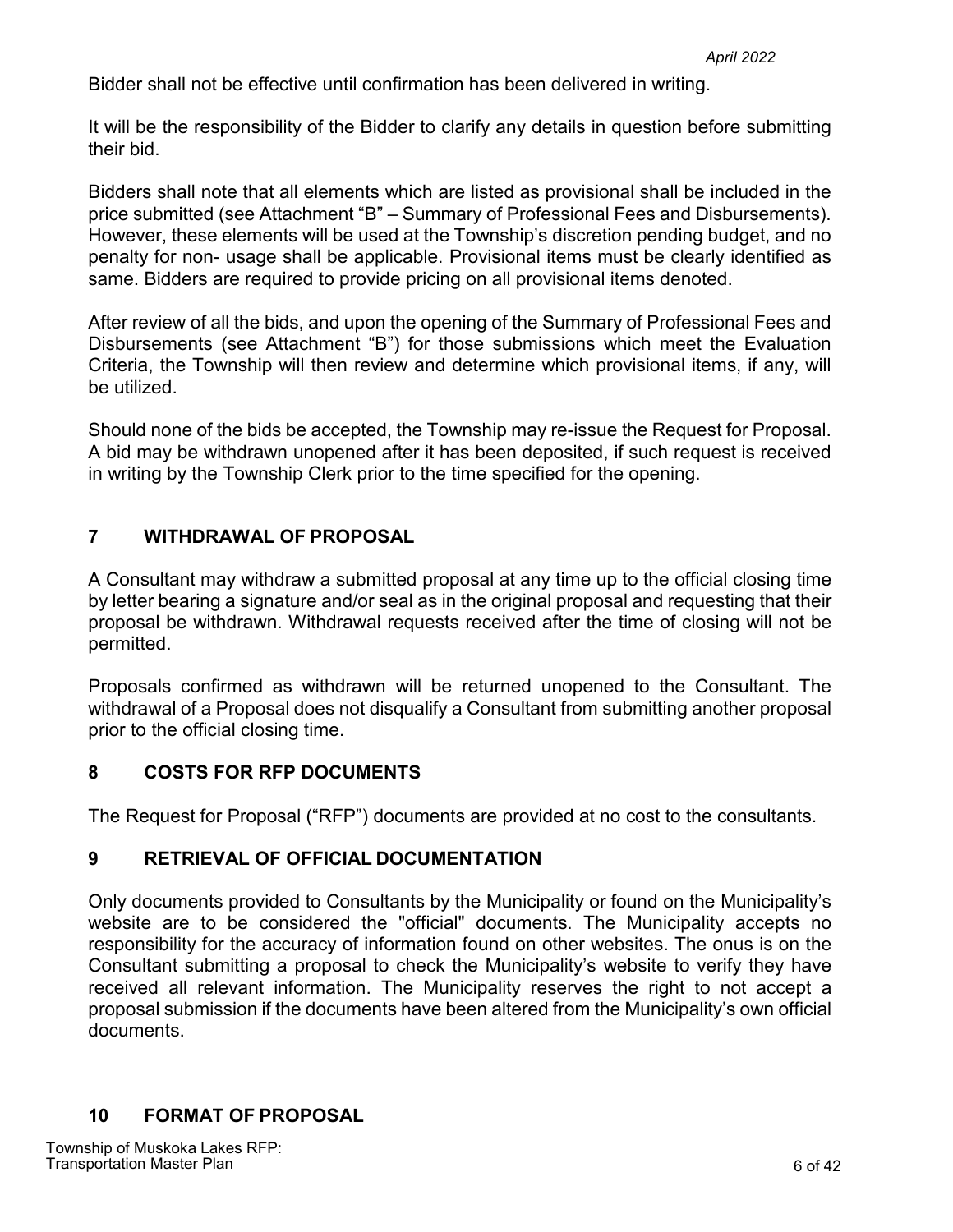Bidder shall not be effective until confirmation has been delivered in writing.

It will be the responsibility of the Bidder to clarify any details in question before submitting their bid.

Bidders shall note that all elements which are listed as provisional shall be included in the price submitted (see Attachment "B" – Summary of Professional Fees and Disbursements). However, these elements will be used at the Township's discretion pending budget, and no penalty for non- usage shall be applicable. Provisional items must be clearly identified as same. Bidders are required to provide pricing on all provisional items denoted.

After review of all the bids, and upon the opening of the Summary of Professional Fees and Disbursements (see Attachment "B") for those submissions which meet the Evaluation Criteria, the Township will then review and determine which provisional items, if any, will be utilized.

Should none of the bids be accepted, the Township may re-issue the Request for Proposal. A bid may be withdrawn unopened after it has been deposited, if such request is received in writing by the Township Clerk prior to the time specified for the opening.

## 7 WITHDRAWAL OF PROPOSAL

A Consultant may withdraw a submitted proposal at any time up to the official closing time by letter bearing a signature and/or seal as in the original proposal and requesting that their proposal be withdrawn. Withdrawal requests received after the time of closing will not be permitted.

Proposals confirmed as withdrawn will be returned unopened to the Consultant. The withdrawal of a Proposal does not disqualify a Consultant from submitting another proposal prior to the official closing time.

## 8 COSTS FOR RFP DOCUMENTS

The Request for Proposal ("RFP") documents are provided at no cost to the consultants.

## 9 RETRIEVAL OF OFFICIAL DOCUMENTATION

Only documents provided to Consultants by the Municipality or found on the Municipality's website are to be considered the "official" documents. The Municipality accepts no responsibility for the accuracy of information found on other websites. The onus is on the Consultant submitting a proposal to check the Municipality's website to verify they have received all relevant information. The Municipality reserves the right to not accept a proposal submission if the documents have been altered from the Municipality's own official documents.

## 10 FORMAT OF PROPOSAL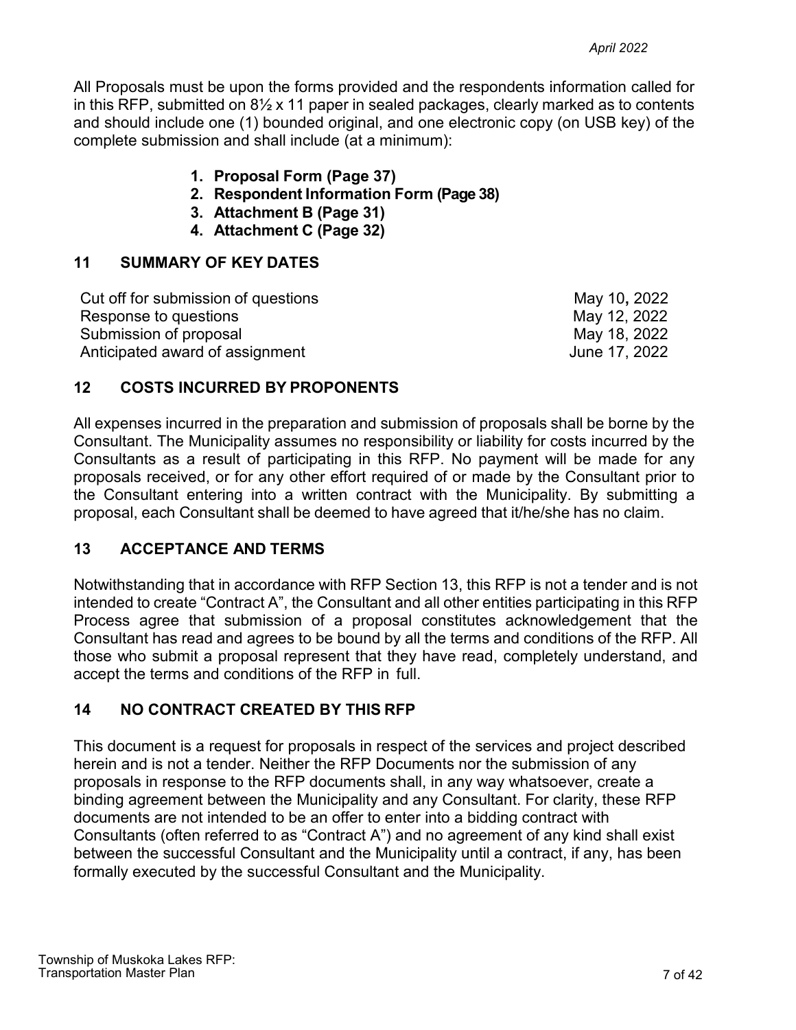All Proposals must be upon the forms provided and the respondents information called for in this RFP, submitted on 8½ x 11 paper in sealed packages, clearly marked as to contents and should include one (1) bounded original, and one electronic copy (on USB key) of the complete submission and shall include (at a minimum):

1. **Proposal Form (Page 37)**
2. **Respondent Information Form (Page 38)**
3. **Attachment B (Page 31)**
4. **Attachment C (Page 32)**

## 11 SUMMARY OF KEY DATES

| | |
|---|---|
| Cut off for submission of questions | May 10, 2022 |
| Response to questions | May 12, 2022 |
| Submission of proposal | May 18, 2022 |
| Anticipated award of assignment | June 17, 2022 |

## 12 COSTS INCURRED BY PROPONENTS

All expenses incurred in the preparation and submission of proposals shall be borne by the Consultant. The Municipality assumes no responsibility or liability for costs incurred by the Consultants as a result of participating in this RFP. No payment will be made for any proposals received, or for any other effort required of or made by the Consultant prior to the Consultant entering into a written contract with the Municipality. By submitting a proposal, each Consultant shall be deemed to have agreed that it/he/she has no claim.

## 13 ACCEPTANCE AND TERMS

Notwithstanding that in accordance with RFP Section 13, this RFP is not a tender and is not intended to create "Contract A", the Consultant and all other entities participating in this RFP Process agree that submission of a proposal constitutes acknowledgement that the Consultant has read and agrees to be bound by all the terms and conditions of the RFP. All those who submit a proposal represent that they have read, completely understand, and accept the terms and conditions of the RFP in full.

## 14 NO CONTRACT CREATED BY THIS RFP

This document is a request for proposals in respect of the services and project described herein and is not a tender. Neither the RFP Documents nor the submission of any proposals in response to the RFP documents shall, in any way whatsoever, create a binding agreement between the Municipality and any Consultant. For clarity, these RFP documents are not intended to be an offer to enter into a bidding contract with Consultants (often referred to as "Contract A") and no agreement of any kind shall exist between the successful Consultant and the Municipality until a contract, if any, has been formally executed by the successful Consultant and the Municipality.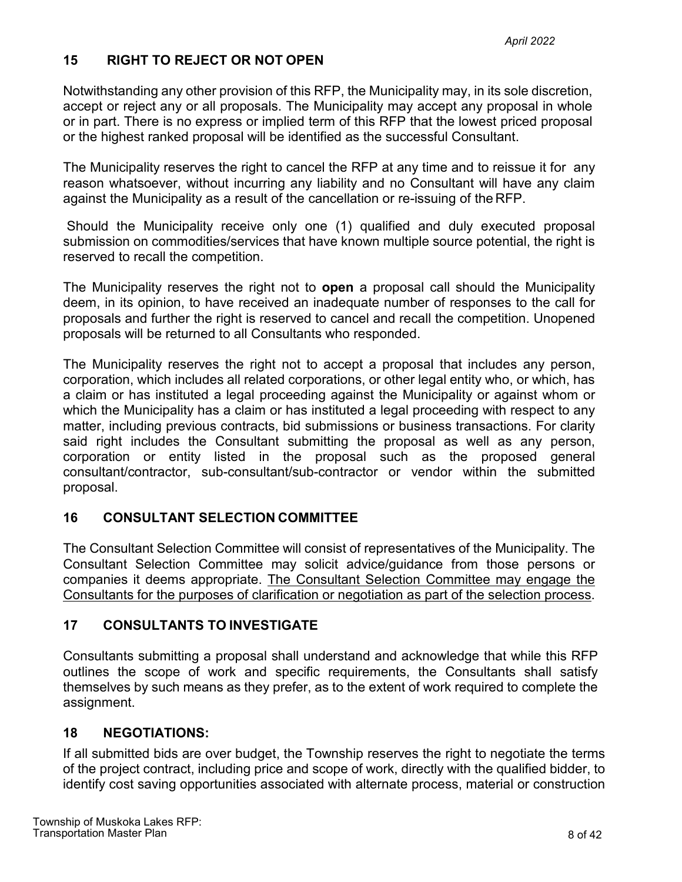## 15 RIGHT TO REJECT OR NOT OPEN

Notwithstanding any other provision of this RFP, the Municipality may, in its sole discretion, accept or reject any or all proposals. The Municipality may accept any proposal in whole or in part. There is no express or implied term of this RFP that the lowest priced proposal or the highest ranked proposal will be identified as the successful Consultant.

The Municipality reserves the right to cancel the RFP at any time and to reissue it for any reason whatsoever, without incurring any liability and no Consultant will have any claim against the Municipality as a result of the cancellation or re-issuing of the RFP.

Should the Municipality receive only one (1) qualified and duly executed proposal submission on commodities/services that have known multiple source potential, the right is reserved to recall the competition.

The Municipality reserves the right not to **open** a proposal call should the Municipality deem, in its opinion, to have received an inadequate number of responses to the call for proposals and further the right is reserved to cancel and recall the competition. Unopened proposals will be returned to all Consultants who responded.

The Municipality reserves the right not to accept a proposal that includes any person, corporation, which includes all related corporations, or other legal entity who, or which, has a claim or has instituted a legal proceeding against the Municipality or against whom or which the Municipality has a claim or has instituted a legal proceeding with respect to any matter, including previous contracts, bid submissions or business transactions. For clarity said right includes the Consultant submitting the proposal as well as any person, corporation or entity listed in the proposal such as the proposed general consultant/contractor, sub-consultant/sub-contractor or vendor within the submitted proposal.

## 16 CONSULTANT SELECTION COMMITTEE

The Consultant Selection Committee will consist of representatives of the Municipality. The Consultant Selection Committee may solicit advice/guidance from those persons or companies it deems appropriate. The Consultant Selection Committee may engage the Consultants for the purposes of clarification or negotiation as part of the selection process.

## 17 CONSULTANTS TO INVESTIGATE

Consultants submitting a proposal shall understand and acknowledge that while this RFP outlines the scope of work and specific requirements, the Consultants shall satisfy themselves by such means as they prefer, as to the extent of work required to complete the assignment.

## 18 NEGOTIATIONS:

If all submitted bids are over budget, the Township reserves the right to negotiate the terms of the project contract, including price and scope of work, directly with the qualified bidder, to identify cost saving opportunities associated with alternate process, material or construction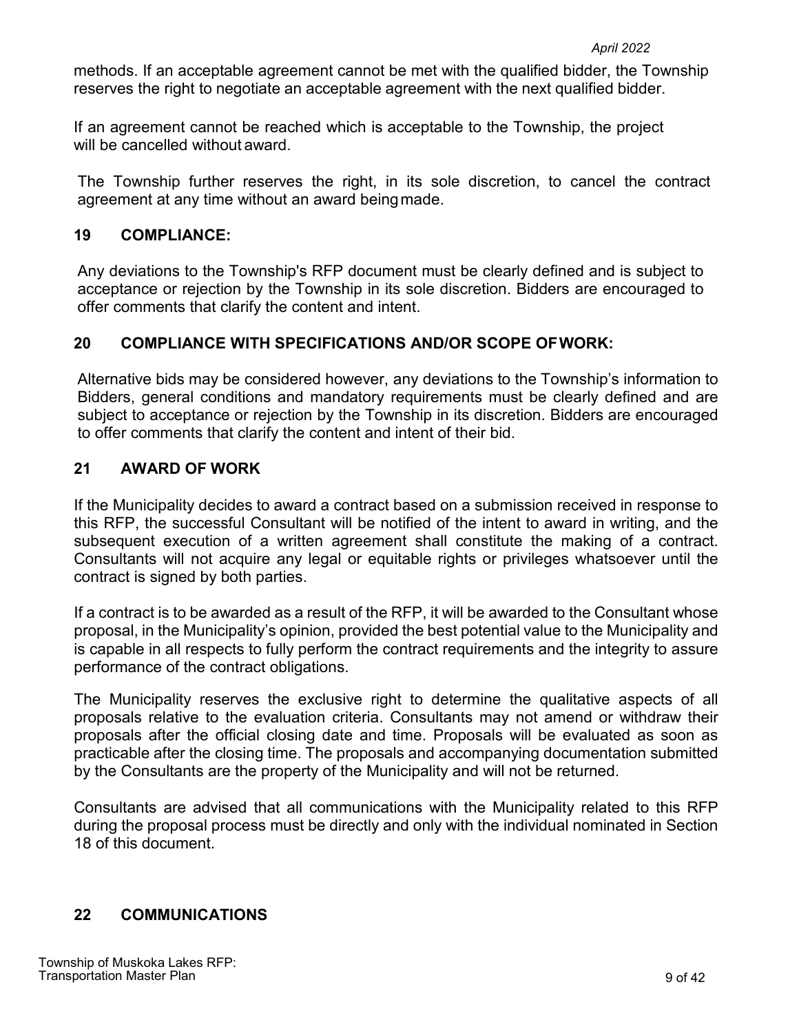methods. If an acceptable agreement cannot be met with the qualified bidder, the Township reserves the right to negotiate an acceptable agreement with the next qualified bidder.

If an agreement cannot be reached which is acceptable to the Township, the project will be cancelled without award.

The Township further reserves the right, in its sole discretion, to cancel the contract agreement at any time without an award being made.

## 19 COMPLIANCE:

Any deviations to the Township's RFP document must be clearly defined and is subject to acceptance or rejection by the Township in its sole discretion. Bidders are encouraged to offer comments that clarify the content and intent.

## 20 COMPLIANCE WITH SPECIFICATIONS AND/OR SCOPE OF WORK:

Alternative bids may be considered however, any deviations to the Township's information to Bidders, general conditions and mandatory requirements must be clearly defined and are subject to acceptance or rejection by the Township in its discretion. Bidders are encouraged to offer comments that clarify the content and intent of their bid.

## 21 AWARD OF WORK

If the Municipality decides to award a contract based on a submission received in response to this RFP, the successful Consultant will be notified of the intent to award in writing, and the subsequent execution of a written agreement shall constitute the making of a contract. Consultants will not acquire any legal or equitable rights or privileges whatsoever until the contract is signed by both parties.

If a contract is to be awarded as a result of the RFP, it will be awarded to the Consultant whose proposal, in the Municipality's opinion, provided the best potential value to the Municipality and is capable in all respects to fully perform the contract requirements and the integrity to assure performance of the contract obligations.

The Municipality reserves the exclusive right to determine the qualitative aspects of all proposals relative to the evaluation criteria. Consultants may not amend or withdraw their proposals after the official closing date and time. Proposals will be evaluated as soon as practicable after the closing time. The proposals and accompanying documentation submitted by the Consultants are the property of the Municipality and will not be returned.

Consultants are advised that all communications with the Municipality related to this RFP during the proposal process must be directly and only with the individual nominated in Section 18 of this document.

## 22 COMMUNICATIONS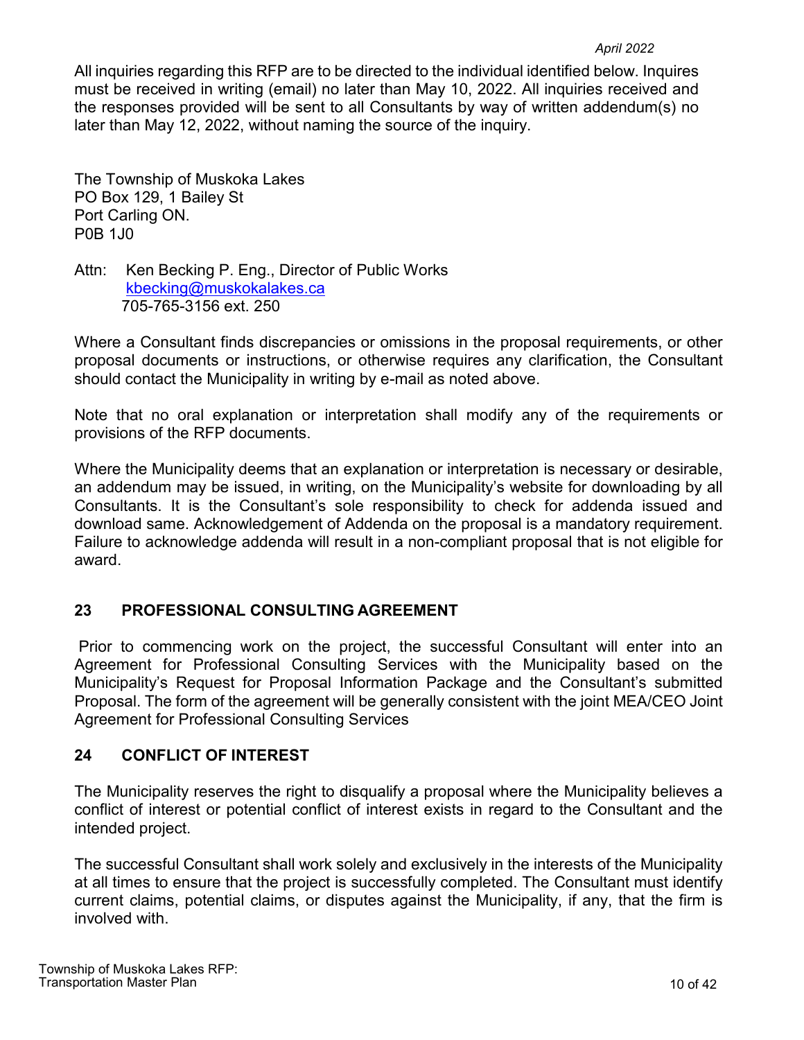All inquiries regarding this RFP are to be directed to the individual identified below. Inquires must be received in writing (email) no later than May 10, 2022. All inquiries received and the responses provided will be sent to all Consultants by way of written addendum(s) no later than May 12, 2022, without naming the source of the inquiry.

The Township of Muskoka Lakes
PO Box 129, 1 Bailey St
Port Carling ON.
P0B 1J0

Attn: Ken Becking P. Eng., Director of Public Works
kbecking@muskokalakes.ca
705-765-3156 ext. 250

Where a Consultant finds discrepancies or omissions in the proposal requirements, or other proposal documents or instructions, or otherwise requires any clarification, the Consultant should contact the Municipality in writing by e-mail as noted above.

Note that no oral explanation or interpretation shall modify any of the requirements or provisions of the RFP documents.

Where the Municipality deems that an explanation or interpretation is necessary or desirable, an addendum may be issued, in writing, on the Municipality's website for downloading by all Consultants. It is the Consultant's sole responsibility to check for addenda issued and download same. Acknowledgement of Addenda on the proposal is a mandatory requirement. Failure to acknowledge addenda will result in a non-compliant proposal that is not eligible for award.

## 23 PROFESSIONAL CONSULTING AGREEMENT

Prior to commencing work on the project, the successful Consultant will enter into an Agreement for Professional Consulting Services with the Municipality based on the Municipality's Request for Proposal Information Package and the Consultant's submitted Proposal. The form of the agreement will be generally consistent with the joint MEA/CEO Joint Agreement for Professional Consulting Services

## 24 CONFLICT OF INTEREST

The Municipality reserves the right to disqualify a proposal where the Municipality believes a conflict of interest or potential conflict of interest exists in regard to the Consultant and the intended project.

The successful Consultant shall work solely and exclusively in the interests of the Municipality at all times to ensure that the project is successfully completed. The Consultant must identify current claims, potential claims, or disputes against the Municipality, if any, that the firm is involved with.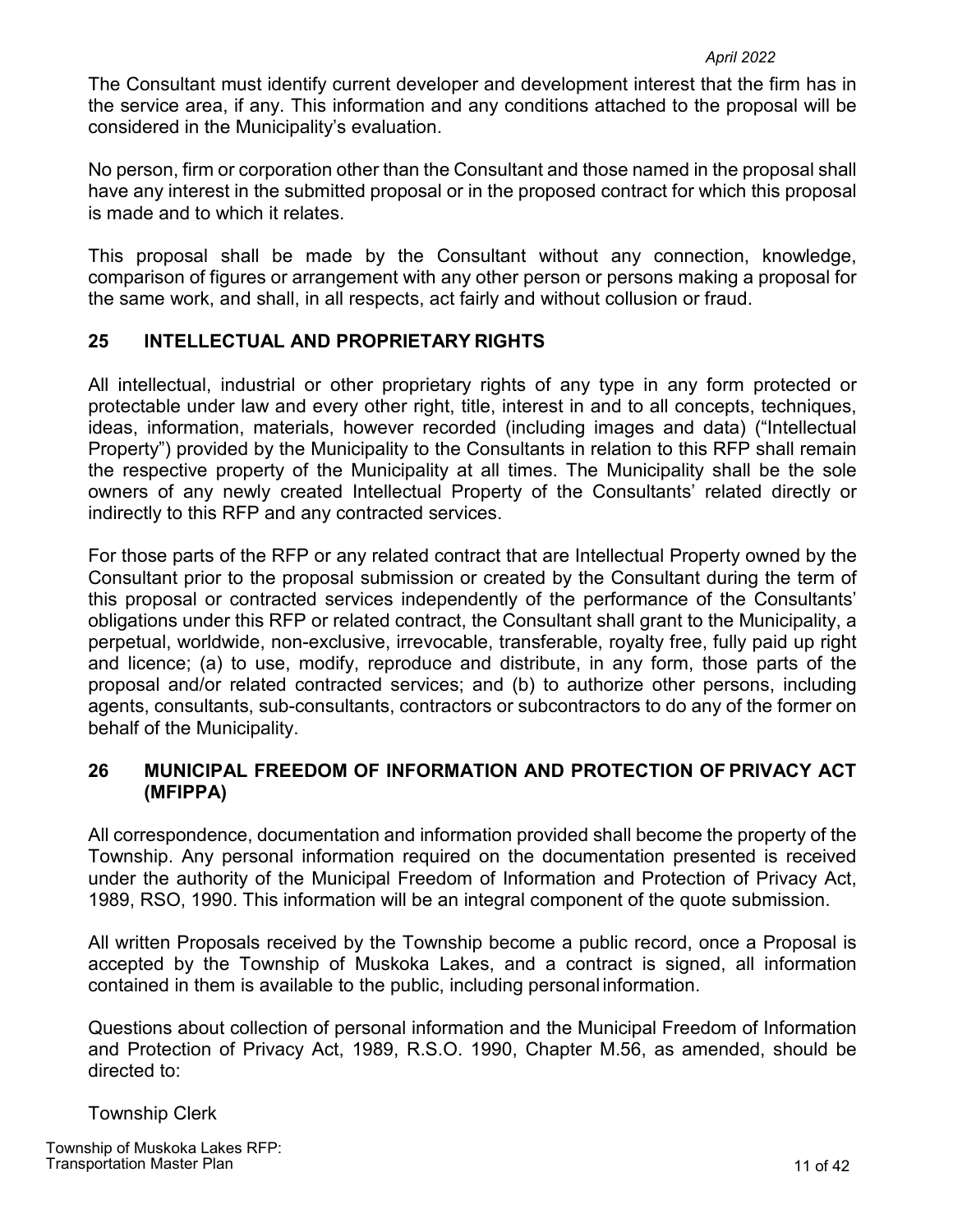The Consultant must identify current developer and development interest that the firm has in the service area, if any. This information and any conditions attached to the proposal will be considered in the Municipality's evaluation.

No person, firm or corporation other than the Consultant and those named in the proposal shall have any interest in the submitted proposal or in the proposed contract for which this proposal is made and to which it relates.

This proposal shall be made by the Consultant without any connection, knowledge, comparison of figures or arrangement with any other person or persons making a proposal for the same work, and shall, in all respects, act fairly and without collusion or fraud.

## 25 INTELLECTUAL AND PROPRIETARY RIGHTS

All intellectual, industrial or other proprietary rights of any type in any form protected or protectable under law and every other right, title, interest in and to all concepts, techniques, ideas, information, materials, however recorded (including images and data) ("Intellectual Property") provided by the Municipality to the Consultants in relation to this RFP shall remain the respective property of the Municipality at all times. The Municipality shall be the sole owners of any newly created Intellectual Property of the Consultants' related directly or indirectly to this RFP and any contracted services.

For those parts of the RFP or any related contract that are Intellectual Property owned by the Consultant prior to the proposal submission or created by the Consultant during the term of this proposal or contracted services independently of the performance of the Consultants' obligations under this RFP or related contract, the Consultant shall grant to the Municipality, a perpetual, worldwide, non-exclusive, irrevocable, transferable, royalty free, fully paid up right and licence; (a) to use, modify, reproduce and distribute, in any form, those parts of the proposal and/or related contracted services; and (b) to authorize other persons, including agents, consultants, sub-consultants, contractors or subcontractors to do any of the former on behalf of the Municipality.

## 26 MUNICIPAL FREEDOM OF INFORMATION AND PROTECTION OF PRIVACY ACT (MFIPPA)

All correspondence, documentation and information provided shall become the property of the Township. Any personal information required on the documentation presented is received under the authority of the Municipal Freedom of Information and Protection of Privacy Act, 1989, RSO, 1990. This information will be an integral component of the quote submission.

All written Proposals received by the Township become a public record, once a Proposal is accepted by the Township of Muskoka Lakes, and a contract is signed, all information contained in them is available to the public, including personal information.

Questions about collection of personal information and the Municipal Freedom of Information and Protection of Privacy Act, 1989, R.S.O. 1990, Chapter M.56, as amended, should be directed to:

Township Clerk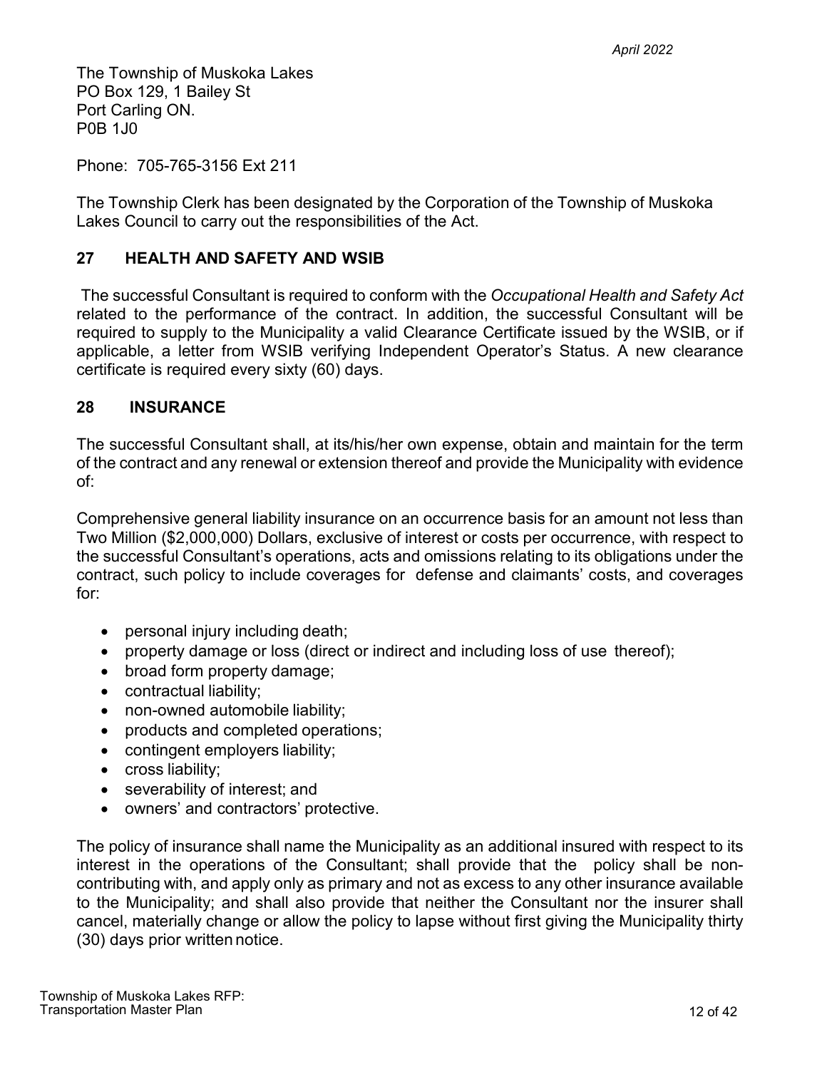The Township of Muskoka Lakes
PO Box 129, 1 Bailey St
Port Carling ON.
P0B 1J0

Phone: 705-765-3156 Ext 211

The Township Clerk has been designated by the Corporation of the Township of Muskoka Lakes Council to carry out the responsibilities of the Act.

## 27 HEALTH AND SAFETY AND WSIB

The successful Consultant is required to conform with the *Occupational Health and Safety Act* related to the performance of the contract. In addition, the successful Consultant will be required to supply to the Municipality a valid Clearance Certificate issued by the WSIB, or if applicable, a letter from WSIB verifying Independent Operator's Status. A new clearance certificate is required every sixty (60) days.

## 28 INSURANCE

The successful Consultant shall, at its/his/her own expense, obtain and maintain for the term of the contract and any renewal or extension thereof and provide the Municipality with evidence of:

Comprehensive general liability insurance on an occurrence basis for an amount not less than Two Million ($2,000,000) Dollars, exclusive of interest or costs per occurrence, with respect to the successful Consultant's operations, acts and omissions relating to its obligations under the contract, such policy to include coverages for defense and claimants' costs, and coverages for:

- personal injury including death;
- property damage or loss (direct or indirect and including loss of use thereof);
- broad form property damage;
- contractual liability;
- non-owned automobile liability;
- products and completed operations;
- contingent employers liability;
- cross liability;
- severability of interest; and
- owners' and contractors' protective.

The policy of insurance shall name the Municipality as an additional insured with respect to its interest in the operations of the Consultant; shall provide that the policy shall be non-contributing with, and apply only as primary and not as excess to any other insurance available to the Municipality; and shall also provide that neither the Consultant nor the insurer shall cancel, materially change or allow the policy to lapse without first giving the Municipality thirty (30) days prior written notice.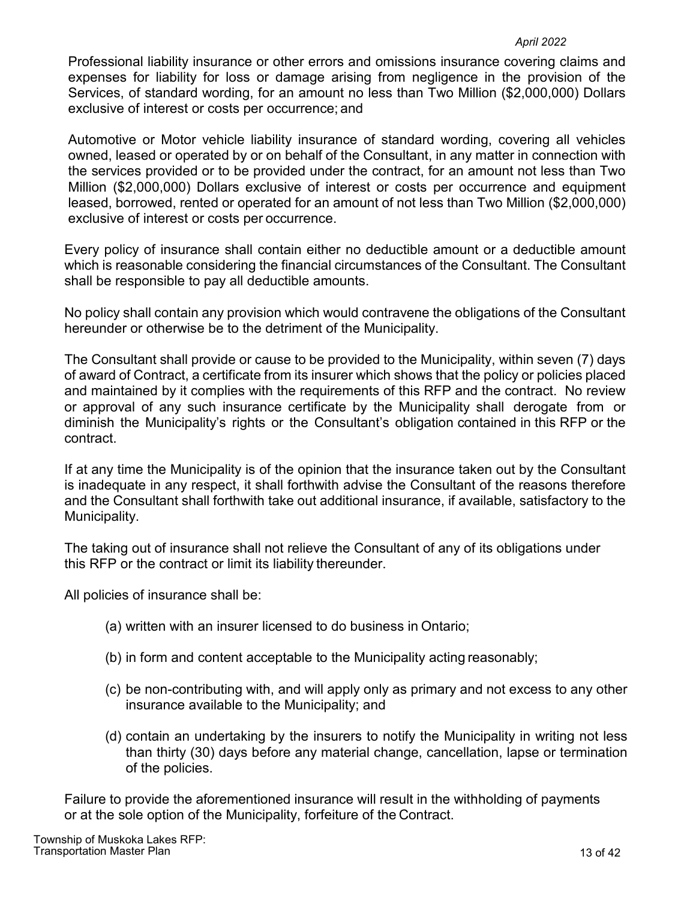Professional liability insurance or other errors and omissions insurance covering claims and expenses for liability for loss or damage arising from negligence in the provision of the Services, of standard wording, for an amount no less than Two Million ($2,000,000) Dollars exclusive of interest or costs per occurrence; and

Automotive or Motor vehicle liability insurance of standard wording, covering all vehicles owned, leased or operated by or on behalf of the Consultant, in any matter in connection with the services provided or to be provided under the contract, for an amount not less than Two Million ($2,000,000) Dollars exclusive of interest or costs per occurrence and equipment leased, borrowed, rented or operated for an amount of not less than Two Million ($2,000,000) exclusive of interest or costs per occurrence.

Every policy of insurance shall contain either no deductible amount or a deductible amount which is reasonable considering the financial circumstances of the Consultant. The Consultant shall be responsible to pay all deductible amounts.

No policy shall contain any provision which would contravene the obligations of the Consultant hereunder or otherwise be to the detriment of the Municipality.

The Consultant shall provide or cause to be provided to the Municipality, within seven (7) days of award of Contract, a certificate from its insurer which shows that the policy or policies placed and maintained by it complies with the requirements of this RFP and the contract. No review or approval of any such insurance certificate by the Municipality shall derogate from or diminish the Municipality's rights or the Consultant's obligation contained in this RFP or the contract.

If at any time the Municipality is of the opinion that the insurance taken out by the Consultant is inadequate in any respect, it shall forthwith advise the Consultant of the reasons therefore and the Consultant shall forthwith take out additional insurance, if available, satisfactory to the Municipality.

The taking out of insurance shall not relieve the Consultant of any of its obligations under this RFP or the contract or limit its liability thereunder.

All policies of insurance shall be:

(a) written with an insurer licensed to do business in Ontario;

(b) in form and content acceptable to the Municipality acting reasonably;

(c) be non-contributing with, and will apply only as primary and not excess to any other insurance available to the Municipality; and

(d) contain an undertaking by the insurers to notify the Municipality in writing not less than thirty (30) days before any material change, cancellation, lapse or termination of the policies.

Failure to provide the aforementioned insurance will result in the withholding of payments or at the sole option of the Municipality, forfeiture of the Contract.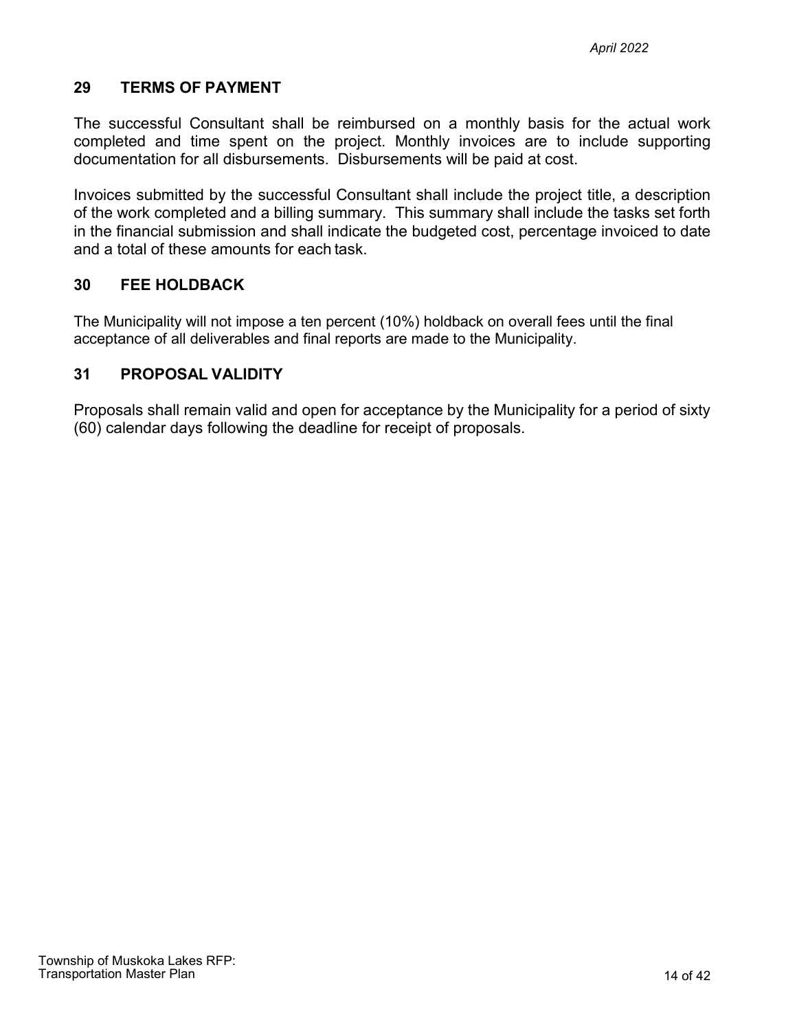## 29 TERMS OF PAYMENT

The successful Consultant shall be reimbursed on a monthly basis for the actual work completed and time spent on the project. Monthly invoices are to include supporting documentation for all disbursements. Disbursements will be paid at cost.

Invoices submitted by the successful Consultant shall include the project title, a description of the work completed and a billing summary. This summary shall include the tasks set forth in the financial submission and shall indicate the budgeted cost, percentage invoiced to date and a total of these amounts for each task.

## 30 FEE HOLDBACK

The Municipality will not impose a ten percent (10%) holdback on overall fees until the final acceptance of all deliverables and final reports are made to the Municipality.

## 31 PROPOSAL VALIDITY

Proposals shall remain valid and open for acceptance by the Municipality for a period of sixty (60) calendar days following the deadline for receipt of proposals.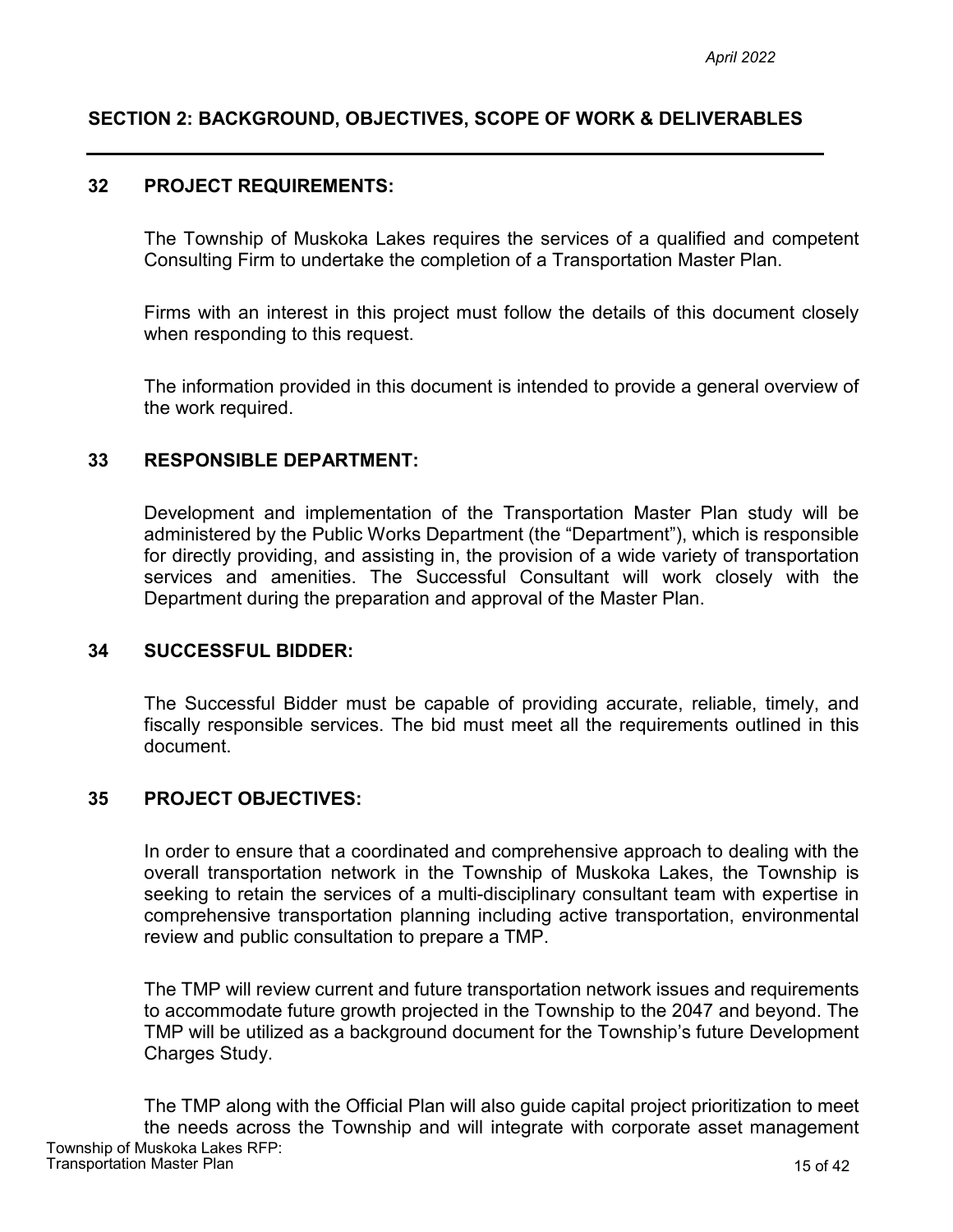## SECTION 2: BACKGROUND, OBJECTIVES, SCOPE OF WORK & DELIVERABLES

---

### 32 PROJECT REQUIREMENTS:

The Township of Muskoka Lakes requires the services of a qualified and competent Consulting Firm to undertake the completion of a Transportation Master Plan.

Firms with an interest in this project must follow the details of this document closely when responding to this request.

The information provided in this document is intended to provide a general overview of the work required.

### 33 RESPONSIBLE DEPARTMENT:

Development and implementation of the Transportation Master Plan study will be administered by the Public Works Department (the "Department"), which is responsible for directly providing, and assisting in, the provision of a wide variety of transportation services and amenities. The Successful Consultant will work closely with the Department during the preparation and approval of the Master Plan.

### 34 SUCCESSFUL BIDDER:

The Successful Bidder must be capable of providing accurate, reliable, timely, and fiscally responsible services. The bid must meet all the requirements outlined in this document.

### 35 PROJECT OBJECTIVES:

In order to ensure that a coordinated and comprehensive approach to dealing with the overall transportation network in the Township of Muskoka Lakes, the Township is seeking to retain the services of a multi-disciplinary consultant team with expertise in comprehensive transportation planning including active transportation, environmental review and public consultation to prepare a TMP.

The TMP will review current and future transportation network issues and requirements to accommodate future growth projected in the Township to the 2047 and beyond. The TMP will be utilized as a background document for the Township's future Development Charges Study.

The TMP along with the Official Plan will also guide capital project prioritization to meet the needs across the Township and will integrate with corporate asset management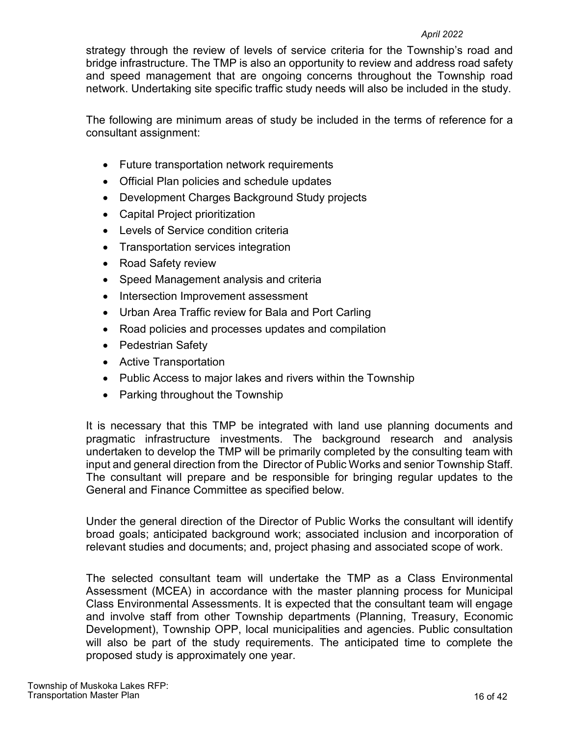strategy through the review of levels of service criteria for the Township's road and bridge infrastructure. The TMP is also an opportunity to review and address road safety and speed management that are ongoing concerns throughout the Township road network. Undertaking site specific traffic study needs will also be included in the study.

The following are minimum areas of study be included in the terms of reference for a consultant assignment:

- Future transportation network requirements
- Official Plan policies and schedule updates
- Development Charges Background Study projects
- Capital Project prioritization
- Levels of Service condition criteria
- Transportation services integration
- Road Safety review
- Speed Management analysis and criteria
- Intersection Improvement assessment
- Urban Area Traffic review for Bala and Port Carling
- Road policies and processes updates and compilation
- Pedestrian Safety
- Active Transportation
- Public Access to major lakes and rivers within the Township
- Parking throughout the Township

It is necessary that this TMP be integrated with land use planning documents and pragmatic infrastructure investments. The background research and analysis undertaken to develop the TMP will be primarily completed by the consulting team with input and general direction from the Director of Public Works and senior Township Staff. The consultant will prepare and be responsible for bringing regular updates to the General and Finance Committee as specified below.

Under the general direction of the Director of Public Works the consultant will identify broad goals; anticipated background work; associated inclusion and incorporation of relevant studies and documents; and, project phasing and associated scope of work.

The selected consultant team will undertake the TMP as a Class Environmental Assessment (MCEA) in accordance with the master planning process for Municipal Class Environmental Assessments. It is expected that the consultant team will engage and involve staff from other Township departments (Planning, Treasury, Economic Development), Township OPP, local municipalities and agencies. Public consultation will also be part of the study requirements. The anticipated time to complete the proposed study is approximately one year.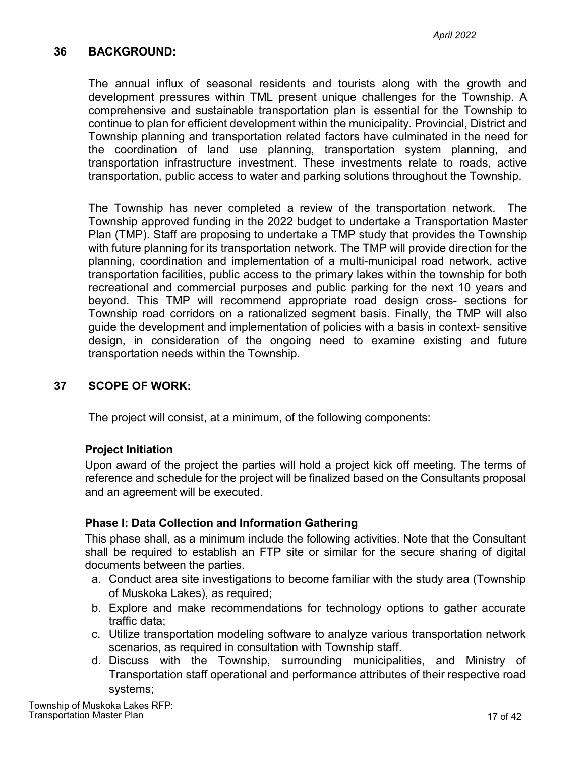## 36 BACKGROUND:

The annual influx of seasonal residents and tourists along with the growth and development pressures within TML present unique challenges for the Township. A comprehensive and sustainable transportation plan is essential for the Township to continue to plan for efficient development within the municipality. Provincial, District and Township planning and transportation related factors have culminated in the need for the coordination of land use planning, transportation system planning, and transportation infrastructure investment. These investments relate to roads, active transportation, public access to water and parking solutions throughout the Township.

The Township has never completed a review of the transportation network. The Township approved funding in the 2022 budget to undertake a Transportation Master Plan (TMP). Staff are proposing to undertake a TMP study that provides the Township with future planning for its transportation network. The TMP will provide direction for the planning, coordination and implementation of a multi-municipal road network, active transportation facilities, public access to the primary lakes within the township for both recreational and commercial purposes and public parking for the next 10 years and beyond. This TMP will recommend appropriate road design cross- sections for Township road corridors on a rationalized segment basis. Finally, the TMP will also guide the development and implementation of policies with a basis in context- sensitive design, in consideration of the ongoing need to examine existing and future transportation needs within the Township.

## 37 SCOPE OF WORK:

The project will consist, at a minimum, of the following components:

### Project Initiation

Upon award of the project the parties will hold a project kick off meeting. The terms of reference and schedule for the project will be finalized based on the Consultants proposal and an agreement will be executed.

### Phase I: Data Collection and Information Gathering

This phase shall, as a minimum include the following activities. Note that the Consultant shall be required to establish an FTP site or similar for the secure sharing of digital documents between the parties.

a. Conduct area site investigations to become familiar with the study area (Township of Muskoka Lakes), as required;
b. Explore and make recommendations for technology options to gather accurate traffic data;
c. Utilize transportation modeling software to analyze various transportation network scenarios, as required in consultation with Township staff.
d. Discuss with the Township, surrounding municipalities, and Ministry of Transportation staff operational and performance attributes of their respective road systems;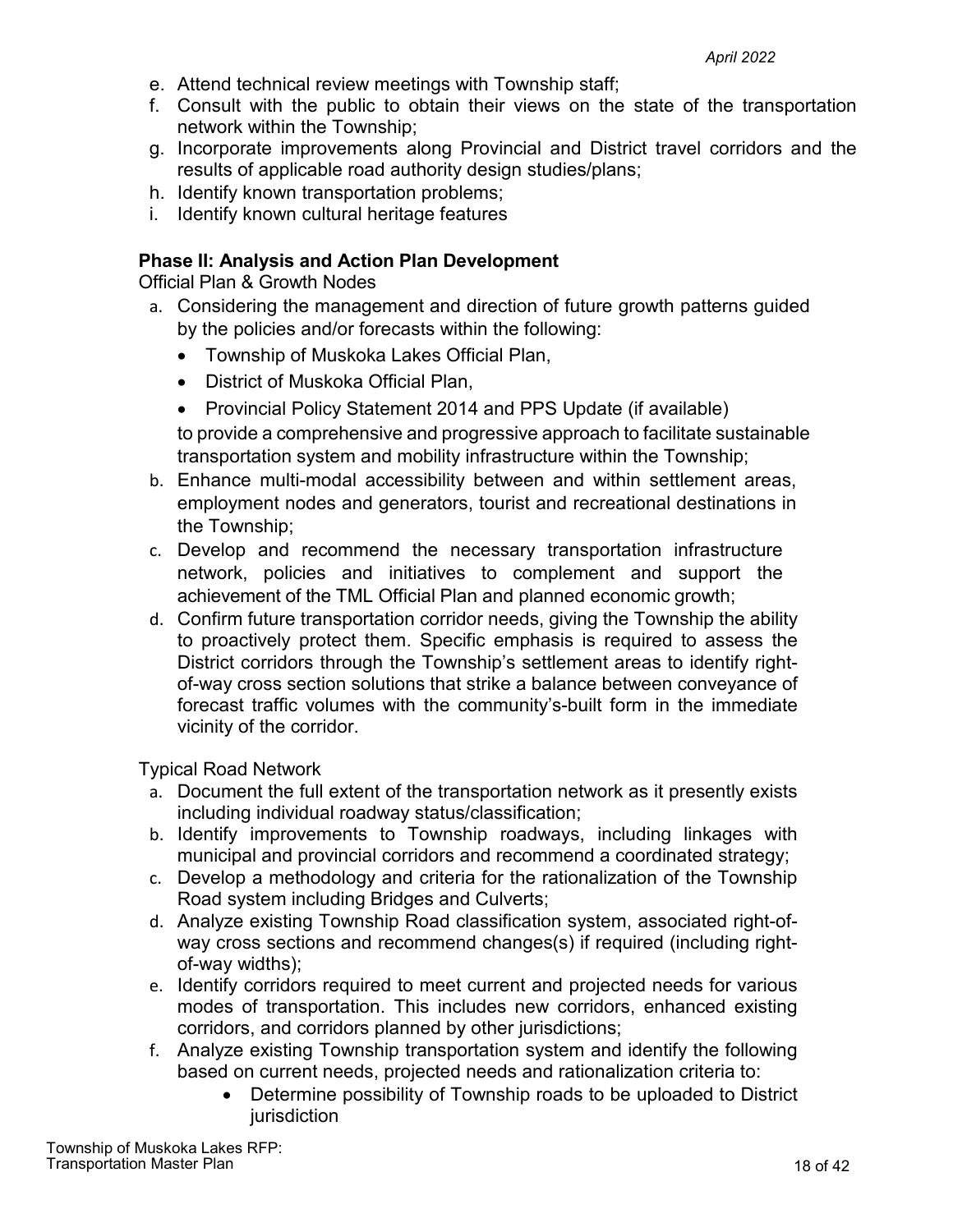e. Attend technical review meetings with Township staff;
f. Consult with the public to obtain their views on the state of the transportation network within the Township;
g. Incorporate improvements along Provincial and District travel corridors and the results of applicable road authority design studies/plans;
h. Identify known transportation problems;
i. Identify known cultural heritage features

**Phase II: Analysis and Action Plan Development**

Official Plan & Growth Nodes

a. Considering the management and direction of future growth patterns guided by the policies and/or forecasts within the following:
   - Township of Muskoka Lakes Official Plan,
   - District of Muskoka Official Plan,
   - Provincial Policy Statement 2014 and PPS Update (if available)

   to provide a comprehensive and progressive approach to facilitate sustainable transportation system and mobility infrastructure within the Township;
b. Enhance multi-modal accessibility between and within settlement areas, employment nodes and generators, tourist and recreational destinations in the Township;
c. Develop and recommend the necessary transportation infrastructure network, policies and initiatives to complement and support the achievement of the TML Official Plan and planned economic growth;
d. Confirm future transportation corridor needs, giving the Township the ability to proactively protect them. Specific emphasis is required to assess the District corridors through the Township's settlement areas to identify right-of-way cross section solutions that strike a balance between conveyance of forecast traffic volumes with the community's-built form in the immediate vicinity of the corridor.

Typical Road Network

a. Document the full extent of the transportation network as it presently exists including individual roadway status/classification;
b. Identify improvements to Township roadways, including linkages with municipal and provincial corridors and recommend a coordinated strategy;
c. Develop a methodology and criteria for the rationalization of the Township Road system including Bridges and Culverts;
d. Analyze existing Township Road classification system, associated right-of-way cross sections and recommend changes(s) if required (including right-of-way widths);
e. Identify corridors required to meet current and projected needs for various modes of transportation. This includes new corridors, enhanced existing corridors, and corridors planned by other jurisdictions;
f. Analyze existing Township transportation system and identify the following based on current needs, projected needs and rationalization criteria to:
   - Determine possibility of Township roads to be uploaded to District jurisdiction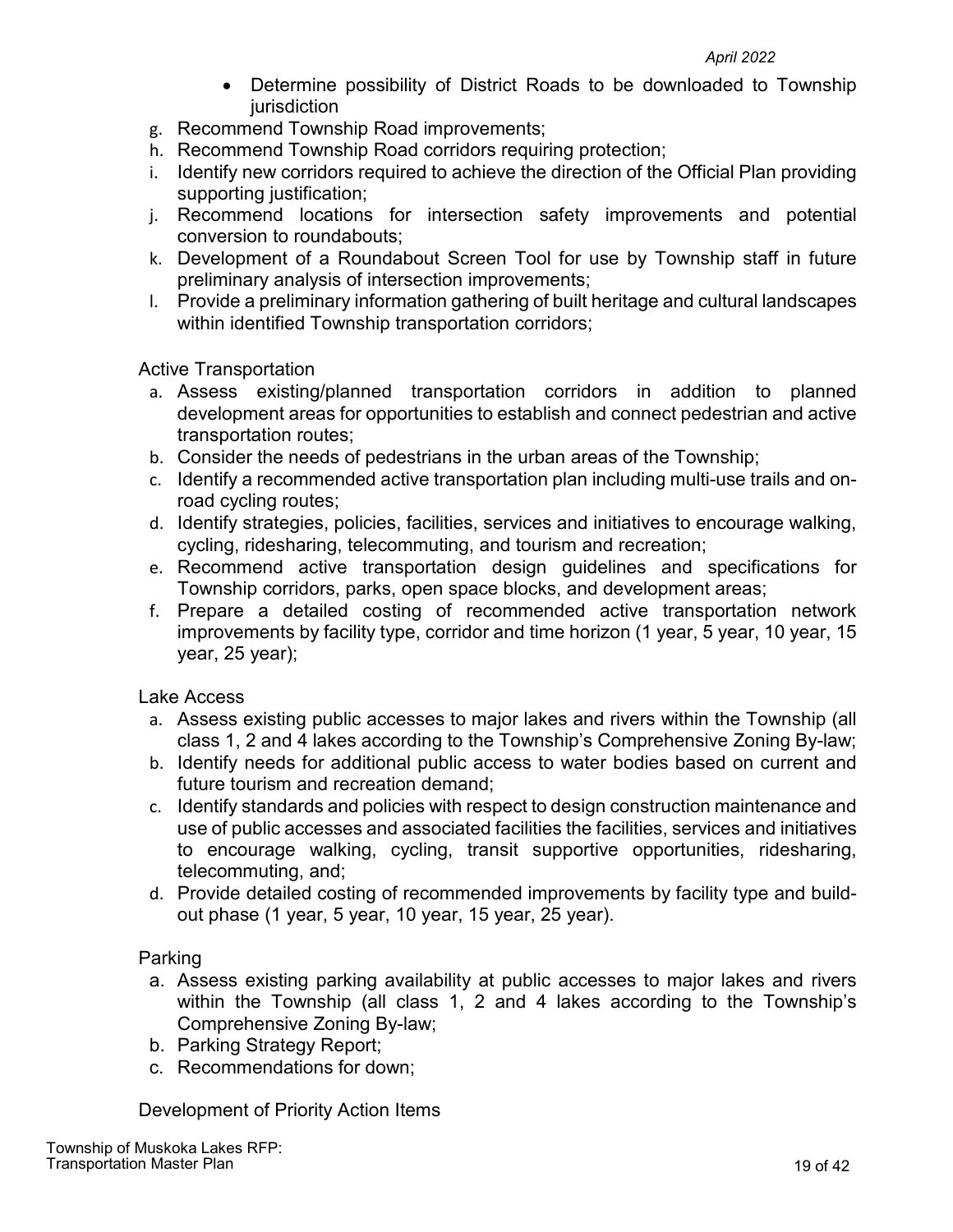- Determine possibility of District Roads to be downloaded to Township jurisdiction

g. Recommend Township Road improvements;
h. Recommend Township Road corridors requiring protection;
i. Identify new corridors required to achieve the direction of the Official Plan providing supporting justification;
j. Recommend locations for intersection safety improvements and potential conversion to roundabouts;
k. Development of a Roundabout Screen Tool for use by Township staff in future preliminary analysis of intersection improvements;
l. Provide a preliminary information gathering of built heritage and cultural landscapes within identified Township transportation corridors;

Active Transportation

a. Assess existing/planned transportation corridors in addition to planned development areas for opportunities to establish and connect pedestrian and active transportation routes;
b. Consider the needs of pedestrians in the urban areas of the Township;
c. Identify a recommended active transportation plan including multi-use trails and on-road cycling routes;
d. Identify strategies, policies, facilities, services and initiatives to encourage walking, cycling, ridesharing, telecommuting, and tourism and recreation;
e. Recommend active transportation design guidelines and specifications for Township corridors, parks, open space blocks, and development areas;
f. Prepare a detailed costing of recommended active transportation network improvements by facility type, corridor and time horizon (1 year, 5 year, 10 year, 15 year, 25 year);

Lake Access

a. Assess existing public accesses to major lakes and rivers within the Township (all class 1, 2 and 4 lakes according to the Township's Comprehensive Zoning By-law;
b. Identify needs for additional public access to water bodies based on current and future tourism and recreation demand;
c. Identify standards and policies with respect to design construction maintenance and use of public accesses and associated facilities the facilities, services and initiatives to encourage walking, cycling, transit supportive opportunities, ridesharing, telecommuting, and;
d. Provide detailed costing of recommended improvements by facility type and build-out phase (1 year, 5 year, 10 year, 15 year, 25 year).

Parking

a. Assess existing parking availability at public accesses to major lakes and rivers within the Township (all class 1, 2 and 4 lakes according to the Township's Comprehensive Zoning By-law;
b. Parking Strategy Report;
c. Recommendations for down;

Development of Priority Action Items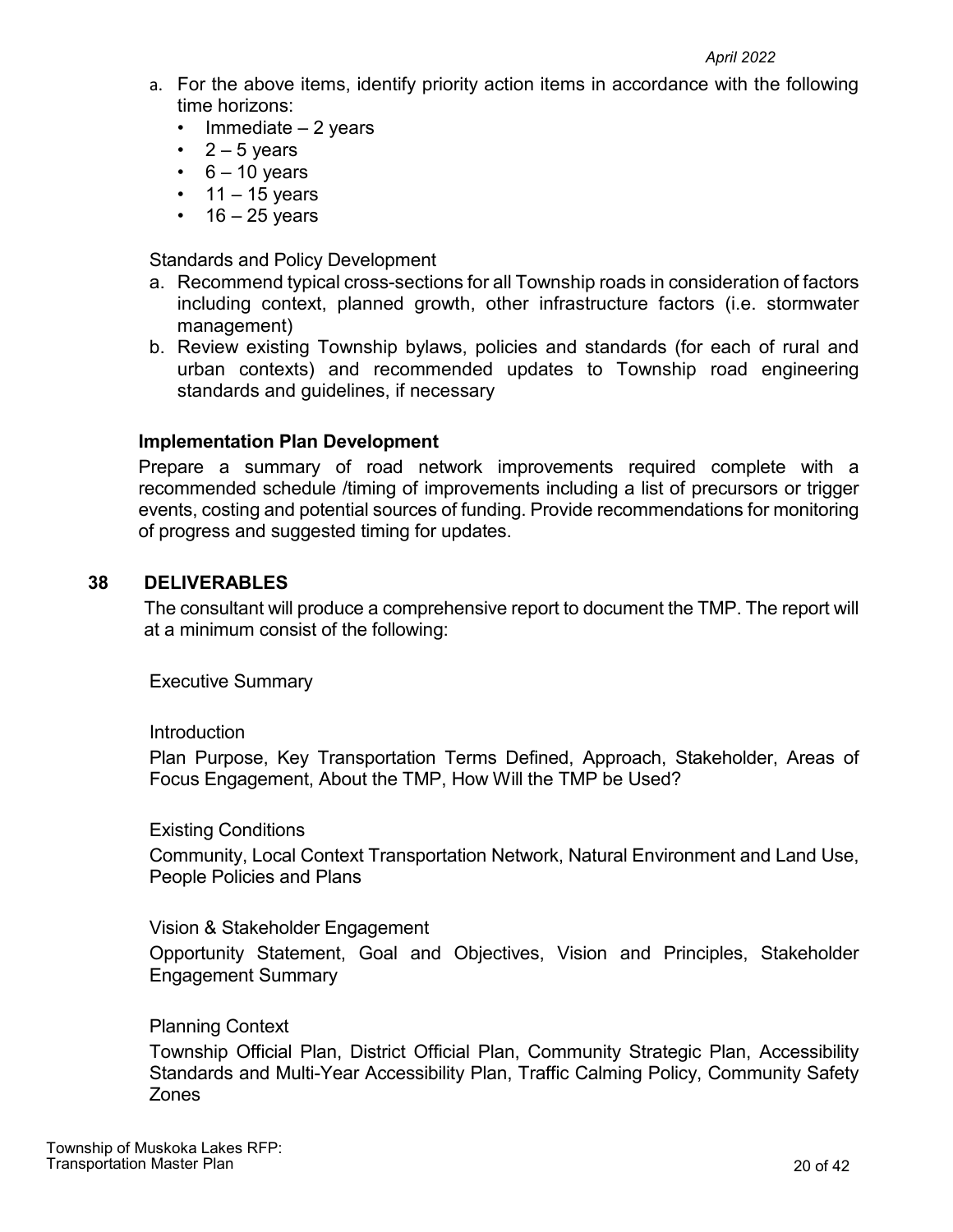a. For the above items, identify priority action items in accordance with the following time horizons:
   - Immediate – 2 years
   - 2 – 5 years
   - 6 – 10 years
   - 11 – 15 years
   - 16 – 25 years

Standards and Policy Development

a. Recommend typical cross-sections for all Township roads in consideration of factors including context, planned growth, other infrastructure factors (i.e. stormwater management)
b. Review existing Township bylaws, policies and standards (for each of rural and urban contexts) and recommended updates to Township road engineering standards and guidelines, if necessary

**Implementation Plan Development**

Prepare a summary of road network improvements required complete with a recommended schedule /timing of improvements including a list of precursors or trigger events, costing and potential sources of funding. Provide recommendations for monitoring of progress and suggested timing for updates.

## 38 DELIVERABLES

The consultant will produce a comprehensive report to document the TMP. The report will at a minimum consist of the following:

Executive Summary

Introduction

Plan Purpose, Key Transportation Terms Defined, Approach, Stakeholder, Areas of Focus Engagement, About the TMP, How Will the TMP be Used?

Existing Conditions

Community, Local Context Transportation Network, Natural Environment and Land Use, People Policies and Plans

Vision & Stakeholder Engagement

Opportunity Statement, Goal and Objectives, Vision and Principles, Stakeholder Engagement Summary

Planning Context

Township Official Plan, District Official Plan, Community Strategic Plan, Accessibility Standards and Multi-Year Accessibility Plan, Traffic Calming Policy, Community Safety Zones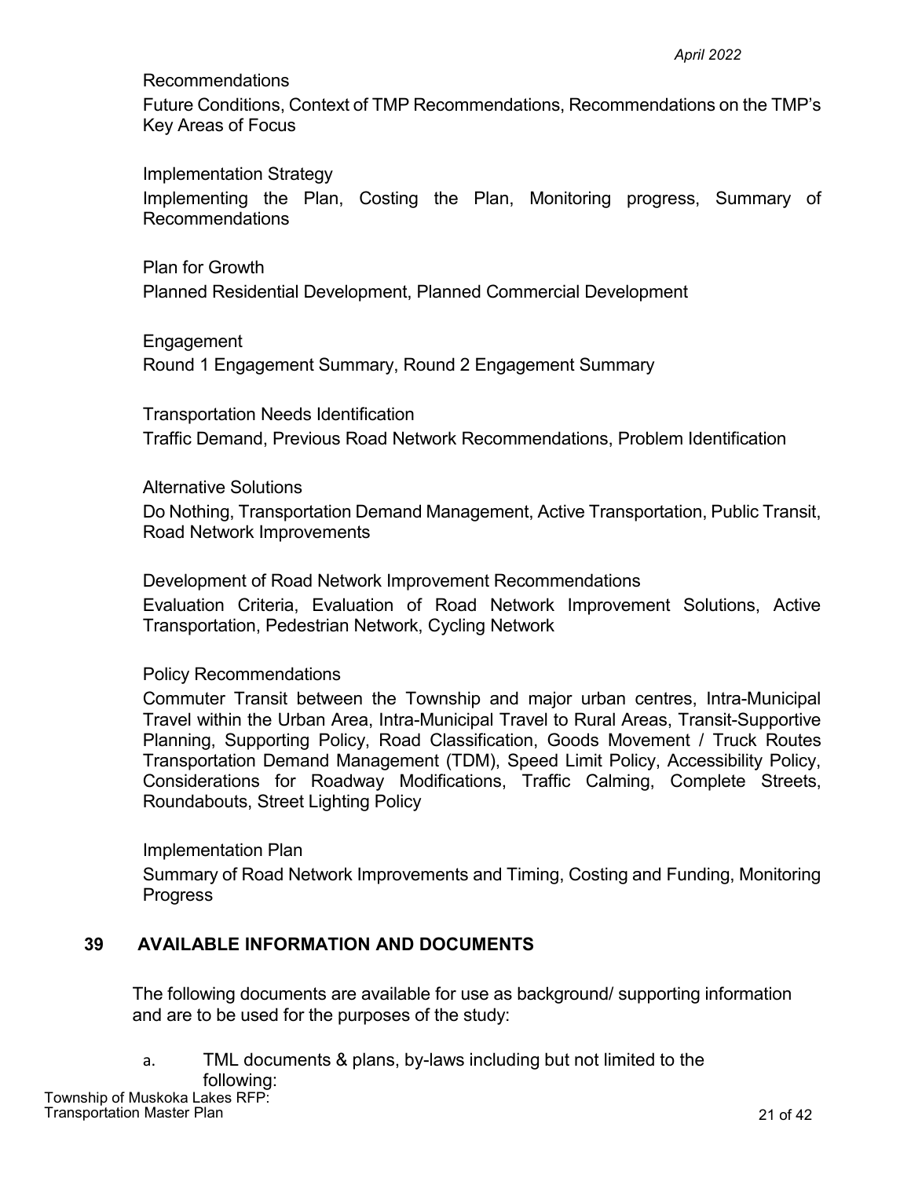Recommendations

Future Conditions, Context of TMP Recommendations, Recommendations on the TMP's Key Areas of Focus

Implementation Strategy

Implementing the Plan, Costing the Plan, Monitoring progress, Summary of Recommendations

Plan for Growth

Planned Residential Development, Planned Commercial Development

Engagement

Round 1 Engagement Summary, Round 2 Engagement Summary

Transportation Needs Identification

Traffic Demand, Previous Road Network Recommendations, Problem Identification

Alternative Solutions

Do Nothing, Transportation Demand Management, Active Transportation, Public Transit, Road Network Improvements

Development of Road Network Improvement Recommendations

Evaluation Criteria, Evaluation of Road Network Improvement Solutions, Active Transportation, Pedestrian Network, Cycling Network

Policy Recommendations

Commuter Transit between the Township and major urban centres, Intra-Municipal Travel within the Urban Area, Intra-Municipal Travel to Rural Areas, Transit-Supportive Planning, Supporting Policy, Road Classification, Goods Movement / Truck Routes Transportation Demand Management (TDM), Speed Limit Policy, Accessibility Policy, Considerations for Roadway Modifications, Traffic Calming, Complete Streets, Roundabouts, Street Lighting Policy

Implementation Plan

Summary of Road Network Improvements and Timing, Costing and Funding, Monitoring Progress

## 39 AVAILABLE INFORMATION AND DOCUMENTS

The following documents are available for use as background/ supporting information and are to be used for the purposes of the study:

a. TML documents & plans, by-laws including but not limited to the following: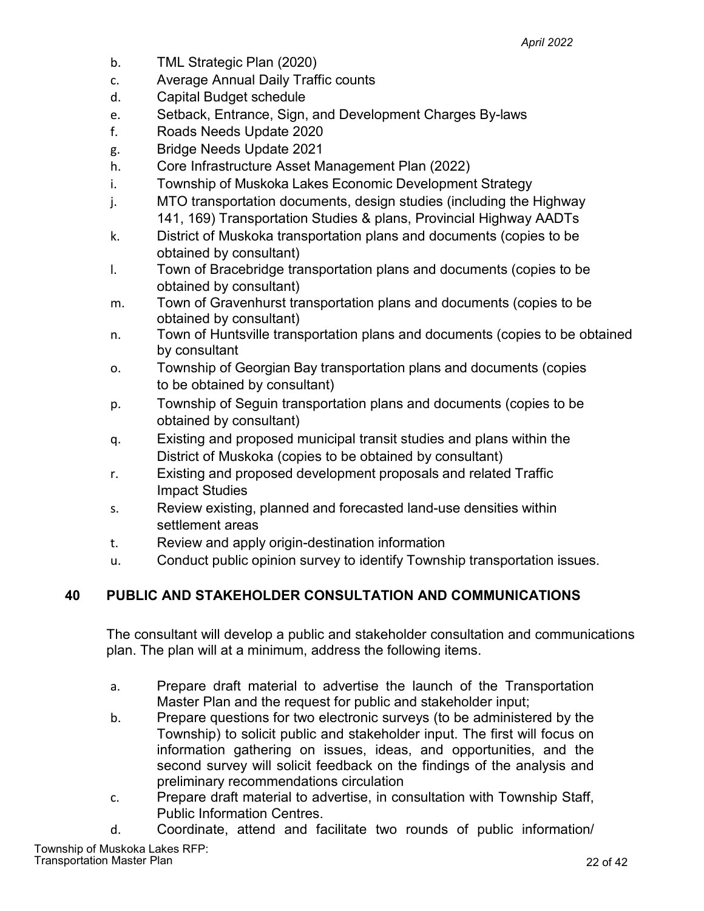b. TML Strategic Plan (2020)
c. Average Annual Daily Traffic counts
d. Capital Budget schedule
e. Setback, Entrance, Sign, and Development Charges By-laws
f. Roads Needs Update 2020
g. Bridge Needs Update 2021
h. Core Infrastructure Asset Management Plan (2022)
i. Township of Muskoka Lakes Economic Development Strategy
j. MTO transportation documents, design studies (including the Highway 141, 169) Transportation Studies & plans, Provincial Highway AADTs
k. District of Muskoka transportation plans and documents (copies to be obtained by consultant)
l. Town of Bracebridge transportation plans and documents (copies to be obtained by consultant)
m. Town of Gravenhurst transportation plans and documents (copies to be obtained by consultant)
n. Town of Huntsville transportation plans and documents (copies to be obtained by consultant
o. Township of Georgian Bay transportation plans and documents (copies to be obtained by consultant)
p. Township of Seguin transportation plans and documents (copies to be obtained by consultant)
q. Existing and proposed municipal transit studies and plans within the District of Muskoka (copies to be obtained by consultant)
r. Existing and proposed development proposals and related Traffic Impact Studies
s. Review existing, planned and forecasted land-use densities within settlement areas
t. Review and apply origin-destination information
u. Conduct public opinion survey to identify Township transportation issues.

## 40 PUBLIC AND STAKEHOLDER CONSULTATION AND COMMUNICATIONS

The consultant will develop a public and stakeholder consultation and communications plan. The plan will at a minimum, address the following items.

a. Prepare draft material to advertise the launch of the Transportation Master Plan and the request for public and stakeholder input;
b. Prepare questions for two electronic surveys (to be administered by the Township) to solicit public and stakeholder input. The first will focus on information gathering on issues, ideas, and opportunities, and the second survey will solicit feedback on the findings of the analysis and preliminary recommendations circulation
c. Prepare draft material to advertise, in consultation with Township Staff, Public Information Centres.
d. Coordinate, attend and facilitate two rounds of public information/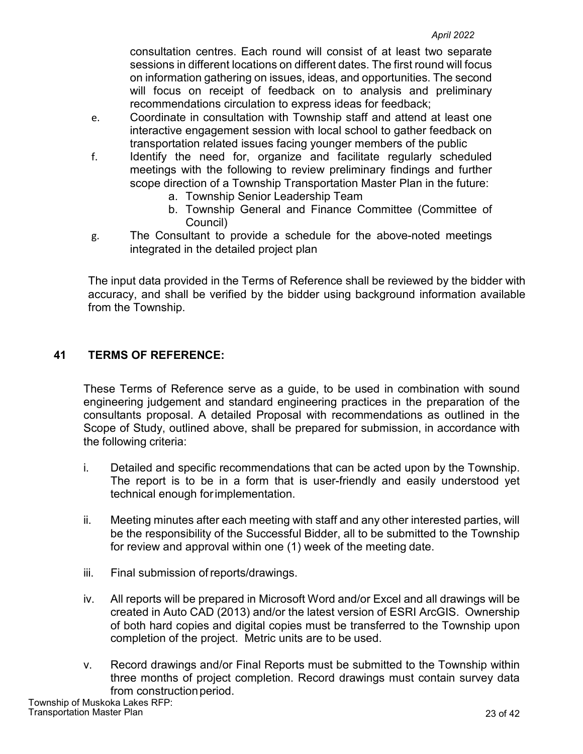consultation centres. Each round will consist of at least two separate sessions in different locations on different dates. The first round will focus on information gathering on issues, ideas, and opportunities. The second will focus on receipt of feedback on to analysis and preliminary recommendations circulation to express ideas for feedback;

e. Coordinate in consultation with Township staff and attend at least one interactive engagement session with local school to gather feedback on transportation related issues facing younger members of the public

f. Identify the need for, organize and facilitate regularly scheduled meetings with the following to review preliminary findings and further scope direction of a Township Transportation Master Plan in the future:
   a. Township Senior Leadership Team
   b. Township General and Finance Committee (Committee of Council)

g. The Consultant to provide a schedule for the above-noted meetings integrated in the detailed project plan

The input data provided in the Terms of Reference shall be reviewed by the bidder with accuracy, and shall be verified by the bidder using background information available from the Township.

## 41 TERMS OF REFERENCE:

These Terms of Reference serve as a guide, to be used in combination with sound engineering judgement and standard engineering practices in the preparation of the consultants proposal. A detailed Proposal with recommendations as outlined in the Scope of Study, outlined above, shall be prepared for submission, in accordance with the following criteria:

i. Detailed and specific recommendations that can be acted upon by the Township. The report is to be in a form that is user-friendly and easily understood yet technical enough for implementation.

ii. Meeting minutes after each meeting with staff and any other interested parties, will be the responsibility of the Successful Bidder, all to be submitted to the Township for review and approval within one (1) week of the meeting date.

iii. Final submission of reports/drawings.

iv. All reports will be prepared in Microsoft Word and/or Excel and all drawings will be created in Auto CAD (2013) and/or the latest version of ESRI ArcGIS. Ownership of both hard copies and digital copies must be transferred to the Township upon completion of the project. Metric units are to be used.

v. Record drawings and/or Final Reports must be submitted to the Township within three months of project completion. Record drawings must contain survey data from construction period.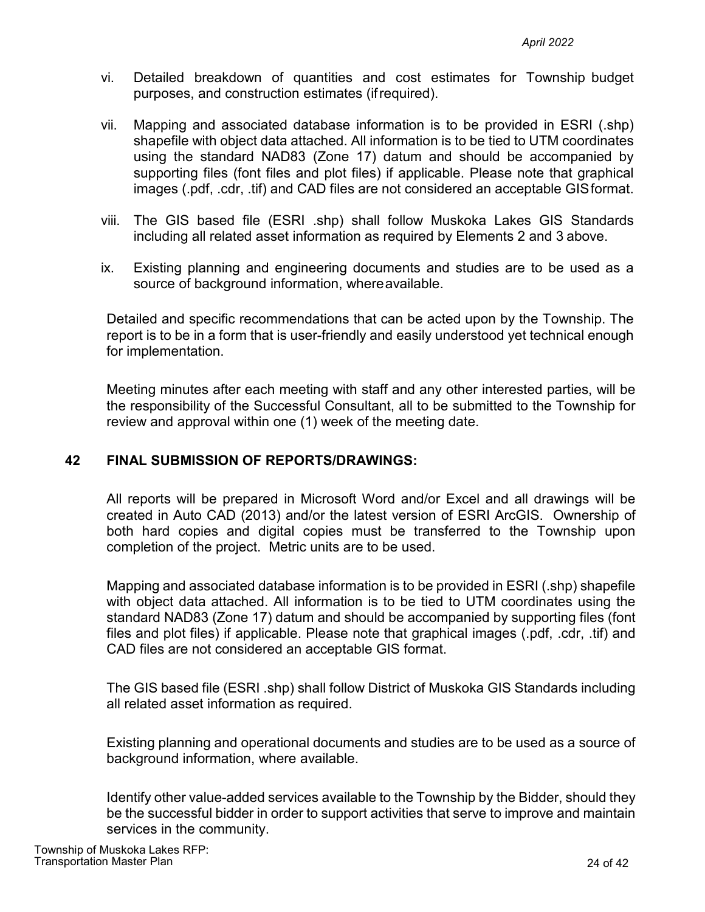vi. Detailed breakdown of quantities and cost estimates for Township budget purposes, and construction estimates (if required).

vii. Mapping and associated database information is to be provided in ESRI (.shp) shapefile with object data attached. All information is to be tied to UTM coordinates using the standard NAD83 (Zone 17) datum and should be accompanied by supporting files (font files and plot files) if applicable. Please note that graphical images (.pdf, .cdr, .tif) and CAD files are not considered an acceptable GIS format.

viii. The GIS based file (ESRI .shp) shall follow Muskoka Lakes GIS Standards including all related asset information as required by Elements 2 and 3 above.

ix. Existing planning and engineering documents and studies are to be used as a source of background information, where available.

Detailed and specific recommendations that can be acted upon by the Township. The report is to be in a form that is user-friendly and easily understood yet technical enough for implementation.

Meeting minutes after each meeting with staff and any other interested parties, will be the responsibility of the Successful Consultant, all to be submitted to the Township for review and approval within one (1) week of the meeting date.

## 42 FINAL SUBMISSION OF REPORTS/DRAWINGS:

All reports will be prepared in Microsoft Word and/or Excel and all drawings will be created in Auto CAD (2013) and/or the latest version of ESRI ArcGIS. Ownership of both hard copies and digital copies must be transferred to the Township upon completion of the project. Metric units are to be used.

Mapping and associated database information is to be provided in ESRI (.shp) shapefile with object data attached. All information is to be tied to UTM coordinates using the standard NAD83 (Zone 17) datum and should be accompanied by supporting files (font files and plot files) if applicable. Please note that graphical images (.pdf, .cdr, .tif) and CAD files are not considered an acceptable GIS format.

The GIS based file (ESRI .shp) shall follow District of Muskoka GIS Standards including all related asset information as required.

Existing planning and operational documents and studies are to be used as a source of background information, where available.

Identify other value-added services available to the Township by the Bidder, should they be the successful bidder in order to support activities that serve to improve and maintain services in the community.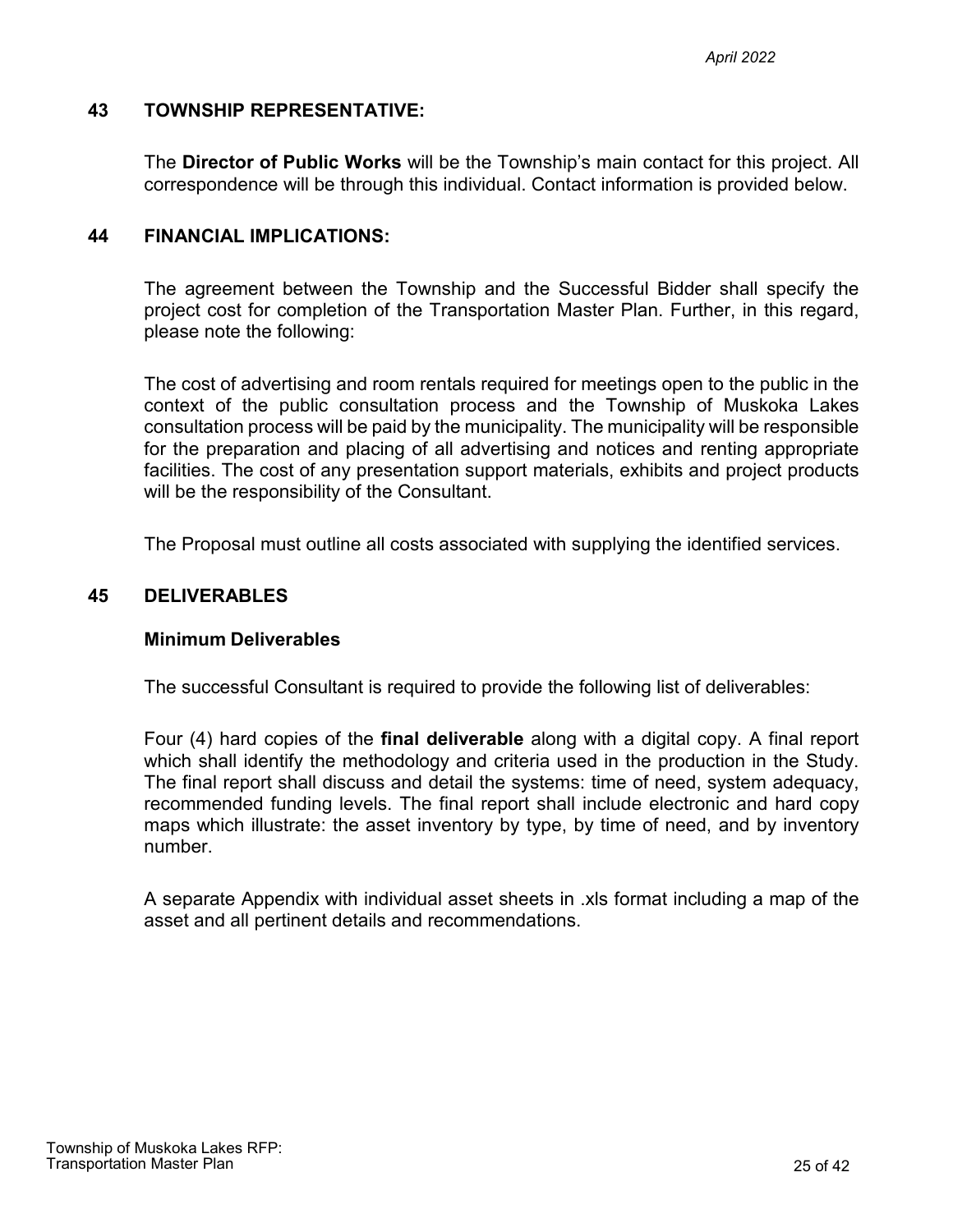## 43 TOWNSHIP REPRESENTATIVE:

The **Director of Public Works** will be the Township's main contact for this project. All correspondence will be through this individual. Contact information is provided below.

## 44 FINANCIAL IMPLICATIONS:

The agreement between the Township and the Successful Bidder shall specify the project cost for completion of the Transportation Master Plan. Further, in this regard, please note the following:

The cost of advertising and room rentals required for meetings open to the public in the context of the public consultation process and the Township of Muskoka Lakes consultation process will be paid by the municipality. The municipality will be responsible for the preparation and placing of all advertising and notices and renting appropriate facilities. The cost of any presentation support materials, exhibits and project products will be the responsibility of the Consultant.

The Proposal must outline all costs associated with supplying the identified services.

## 45 DELIVERABLES

### Minimum Deliverables

The successful Consultant is required to provide the following list of deliverables:

Four (4) hard copies of the **final deliverable** along with a digital copy. A final report which shall identify the methodology and criteria used in the production in the Study. The final report shall discuss and detail the systems: time of need, system adequacy, recommended funding levels. The final report shall include electronic and hard copy maps which illustrate: the asset inventory by type, by time of need, and by inventory number.

A separate Appendix with individual asset sheets in .xls format including a map of the asset and all pertinent details and recommendations.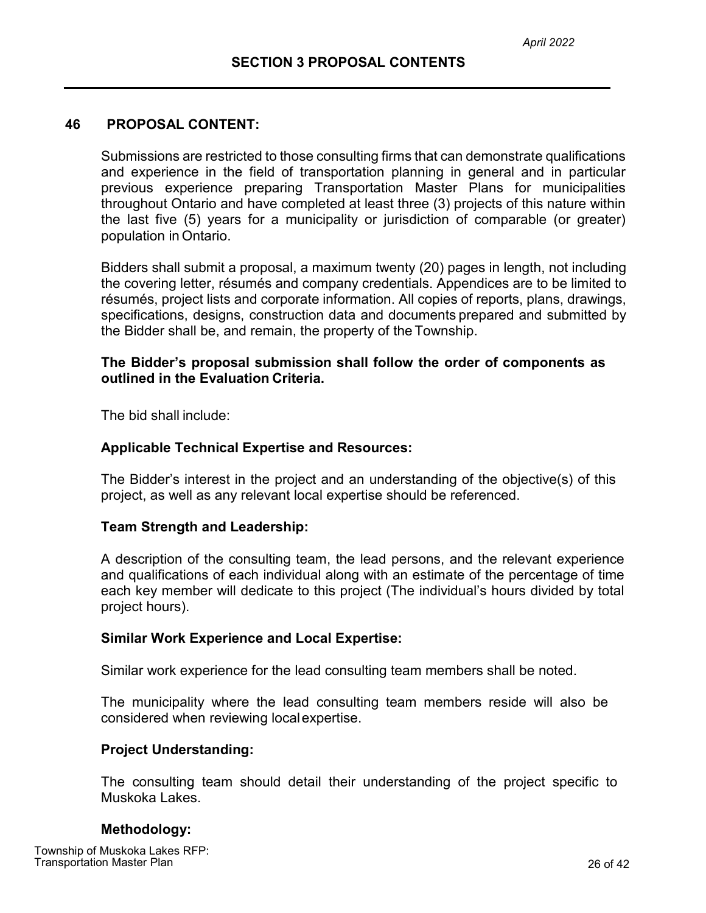## SECTION 3 PROPOSAL CONTENTS

### 46 PROPOSAL CONTENT:

Submissions are restricted to those consulting firms that can demonstrate qualifications and experience in the field of transportation planning in general and in particular previous experience preparing Transportation Master Plans for municipalities throughout Ontario and have completed at least three (3) projects of this nature within the last five (5) years for a municipality or jurisdiction of comparable (or greater) population in Ontario.

Bidders shall submit a proposal, a maximum twenty (20) pages in length, not including the covering letter, résumés and company credentials. Appendices are to be limited to résumés, project lists and corporate information. All copies of reports, plans, drawings, specifications, designs, construction data and documents prepared and submitted by the Bidder shall be, and remain, the property of the Township.

**The Bidder's proposal submission shall follow the order of components as outlined in the Evaluation Criteria.**

The bid shall include:

**Applicable Technical Expertise and Resources:**

The Bidder's interest in the project and an understanding of the objective(s) of this project, as well as any relevant local expertise should be referenced.

**Team Strength and Leadership:**

A description of the consulting team, the lead persons, and the relevant experience and qualifications of each individual along with an estimate of the percentage of time each key member will dedicate to this project (The individual's hours divided by total project hours).

**Similar Work Experience and Local Expertise:**

Similar work experience for the lead consulting team members shall be noted.

The municipality where the lead consulting team members reside will also be considered when reviewing local expertise.

**Project Understanding:**

The consulting team should detail their understanding of the project specific to Muskoka Lakes.

**Methodology:**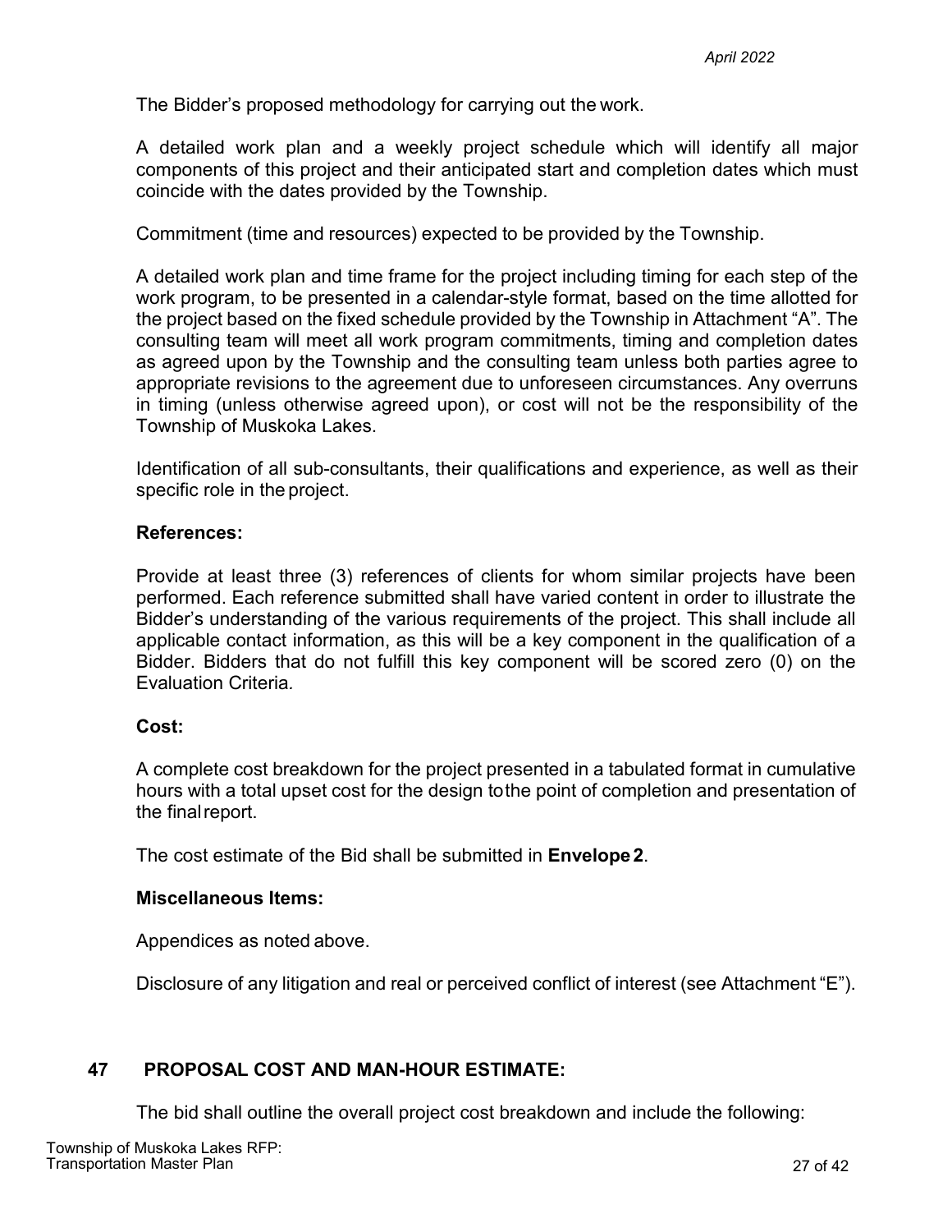The Bidder's proposed methodology for carrying out the work.

A detailed work plan and a weekly project schedule which will identify all major components of this project and their anticipated start and completion dates which must coincide with the dates provided by the Township.

Commitment (time and resources) expected to be provided by the Township.

A detailed work plan and time frame for the project including timing for each step of the work program, to be presented in a calendar-style format, based on the time allotted for the project based on the fixed schedule provided by the Township in Attachment "A". The consulting team will meet all work program commitments, timing and completion dates as agreed upon by the Township and the consulting team unless both parties agree to appropriate revisions to the agreement due to unforeseen circumstances. Any overruns in timing (unless otherwise agreed upon), or cost will not be the responsibility of the Township of Muskoka Lakes.

Identification of all sub-consultants, their qualifications and experience, as well as their specific role in the project.

**References:**

Provide at least three (3) references of clients for whom similar projects have been performed. Each reference submitted shall have varied content in order to illustrate the Bidder's understanding of the various requirements of the project. This shall include all applicable contact information, as this will be a key component in the qualification of a Bidder. Bidders that do not fulfill this key component will be scored zero (0) on the Evaluation Criteria.

**Cost:**

A complete cost breakdown for the project presented in a tabulated format in cumulative hours with a total upset cost for the design to the point of completion and presentation of the final report.

The cost estimate of the Bid shall be submitted in **Envelope 2**.

**Miscellaneous Items:**

Appendices as noted above.

Disclosure of any litigation and real or perceived conflict of interest (see Attachment "E").

## 47 PROPOSAL COST AND MAN-HOUR ESTIMATE:

The bid shall outline the overall project cost breakdown and include the following: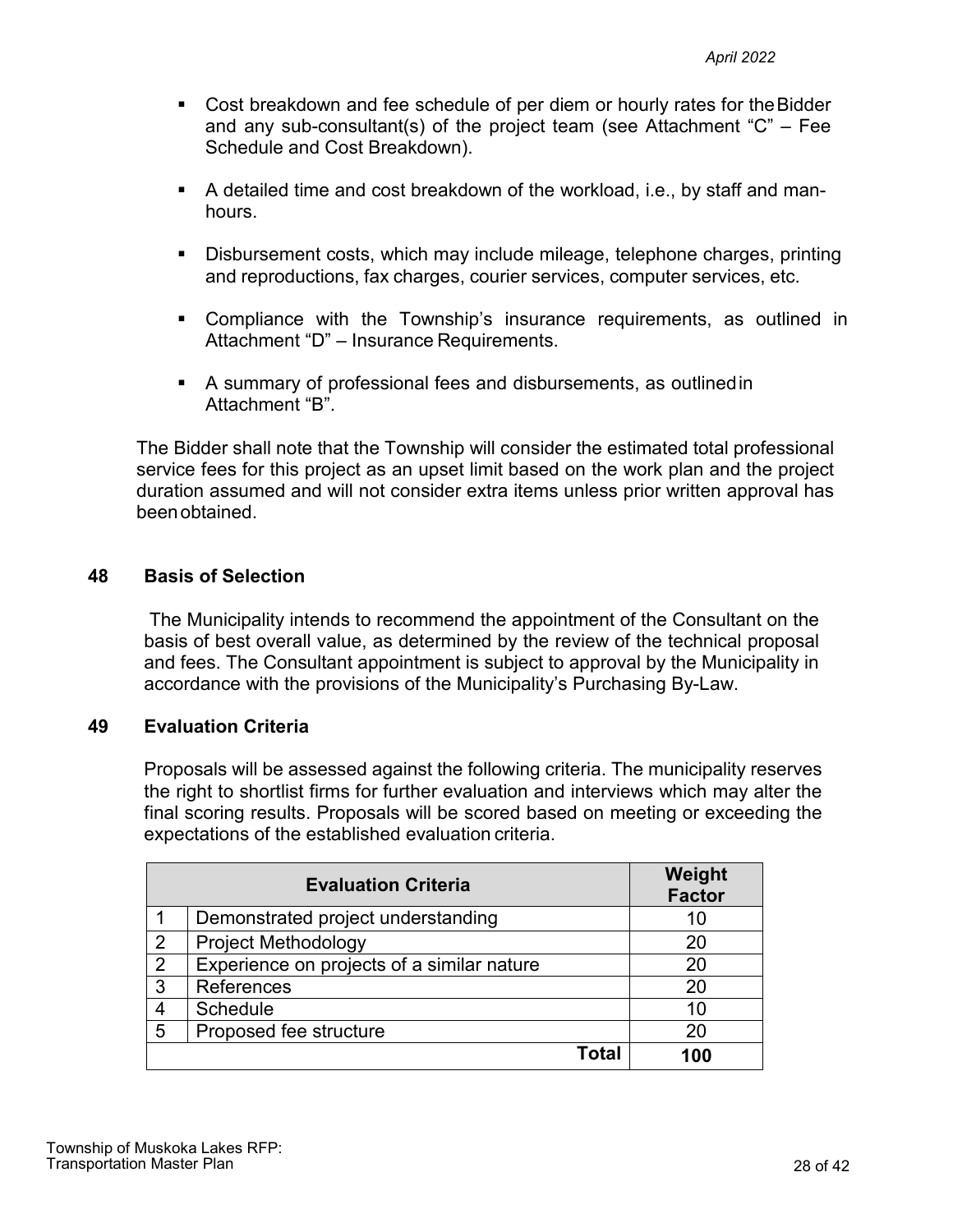- Cost breakdown and fee schedule of per diem or hourly rates for the Bidder and any sub-consultant(s) of the project team (see Attachment "C" – Fee Schedule and Cost Breakdown).
- A detailed time and cost breakdown of the workload, i.e., by staff and man-hours.
- Disbursement costs, which may include mileage, telephone charges, printing and reproductions, fax charges, courier services, computer services, etc.
- Compliance with the Township's insurance requirements, as outlined in Attachment "D" – Insurance Requirements.
- A summary of professional fees and disbursements, as outlined in Attachment "B".

The Bidder shall note that the Township will consider the estimated total professional service fees for this project as an upset limit based on the work plan and the project duration assumed and will not consider extra items unless prior written approval has been obtained.

## 48 Basis of Selection

The Municipality intends to recommend the appointment of the Consultant on the basis of best overall value, as determined by the review of the technical proposal and fees. The Consultant appointment is subject to approval by the Municipality in accordance with the provisions of the Municipality's Purchasing By-Law.

## 49 Evaluation Criteria

Proposals will be assessed against the following criteria. The municipality reserves the right to shortlist firms for further evaluation and interviews which may alter the final scoring results. Proposals will be scored based on meeting or exceeding the expectations of the established evaluation criteria.

| | Evaluation Criteria | Weight Factor |
|---|---|---|
| 1 | Demonstrated project understanding | 10 |
| 2 | Project Methodology | 20 |
| 2 | Experience on projects of a similar nature | 20 |
| 3 | References | 20 |
| 4 | Schedule | 10 |
| 5 | Proposed fee structure | 20 |
| | **Total** | **100** |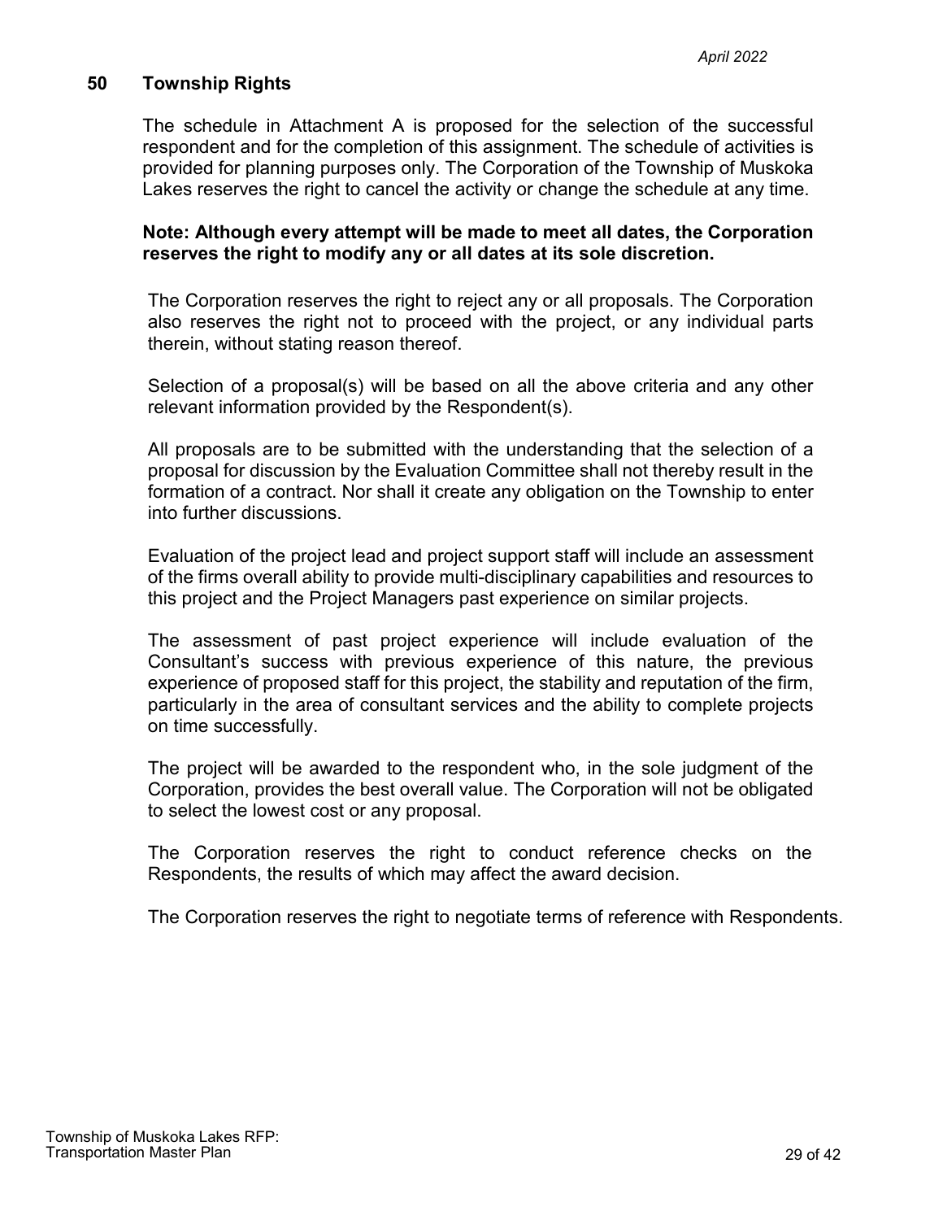## 50 Township Rights

The schedule in Attachment A is proposed for the selection of the successful respondent and for the completion of this assignment. The schedule of activities is provided for planning purposes only. The Corporation of the Township of Muskoka Lakes reserves the right to cancel the activity or change the schedule at any time.

**Note: Although every attempt will be made to meet all dates, the Corporation reserves the right to modify any or all dates at its sole discretion.**

The Corporation reserves the right to reject any or all proposals. The Corporation also reserves the right not to proceed with the project, or any individual parts therein, without stating reason thereof.

Selection of a proposal(s) will be based on all the above criteria and any other relevant information provided by the Respondent(s).

All proposals are to be submitted with the understanding that the selection of a proposal for discussion by the Evaluation Committee shall not thereby result in the formation of a contract. Nor shall it create any obligation on the Township to enter into further discussions.

Evaluation of the project lead and project support staff will include an assessment of the firms overall ability to provide multi-disciplinary capabilities and resources to this project and the Project Managers past experience on similar projects.

The assessment of past project experience will include evaluation of the Consultant's success with previous experience of this nature, the previous experience of proposed staff for this project, the stability and reputation of the firm, particularly in the area of consultant services and the ability to complete projects on time successfully.

The project will be awarded to the respondent who, in the sole judgment of the Corporation, provides the best overall value. The Corporation will not be obligated to select the lowest cost or any proposal.

The Corporation reserves the right to conduct reference checks on the Respondents, the results of which may affect the award decision.

The Corporation reserves the right to negotiate terms of reference with Respondents.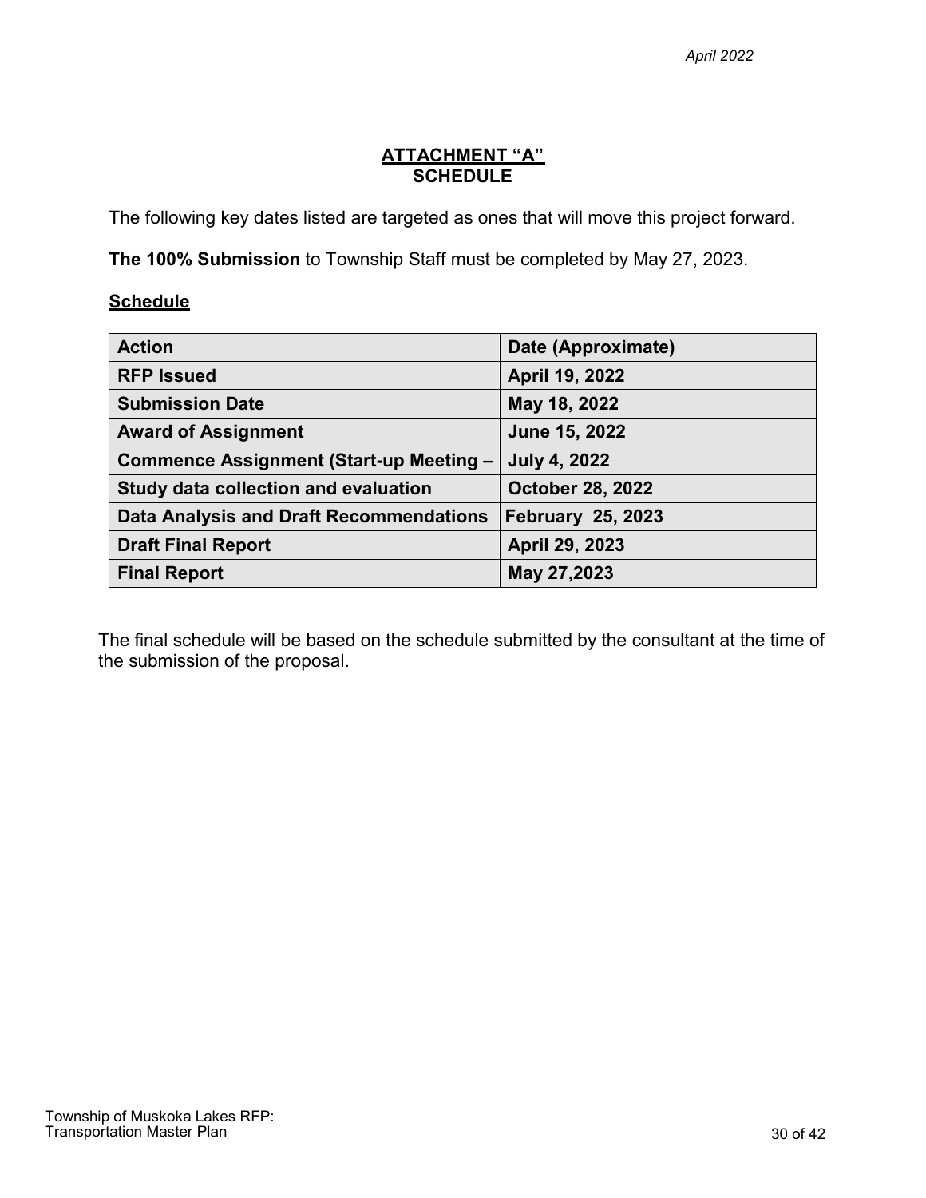## ATTACHMENT "A"
## SCHEDULE

The following key dates listed are targeted as ones that will move this project forward.

**The 100% Submission** to Township Staff must be completed by May 27, 2023.

**Schedule**

| Action | Date (Approximate) |
|---|---|
| RFP Issued | April 19, 2022 |
| Submission Date | May 18, 2022 |
| Award of Assignment | June 15, 2022 |
| Commence Assignment (Start-up Meeting – | July 4, 2022 |
| Study data collection and evaluation | October 28, 2022 |
| Data Analysis and Draft Recommendations | February 25, 2023 |
| Draft Final Report | April 29, 2023 |
| Final Report | May 27,2023 |

The final schedule will be based on the schedule submitted by the consultant at the time of the submission of the proposal.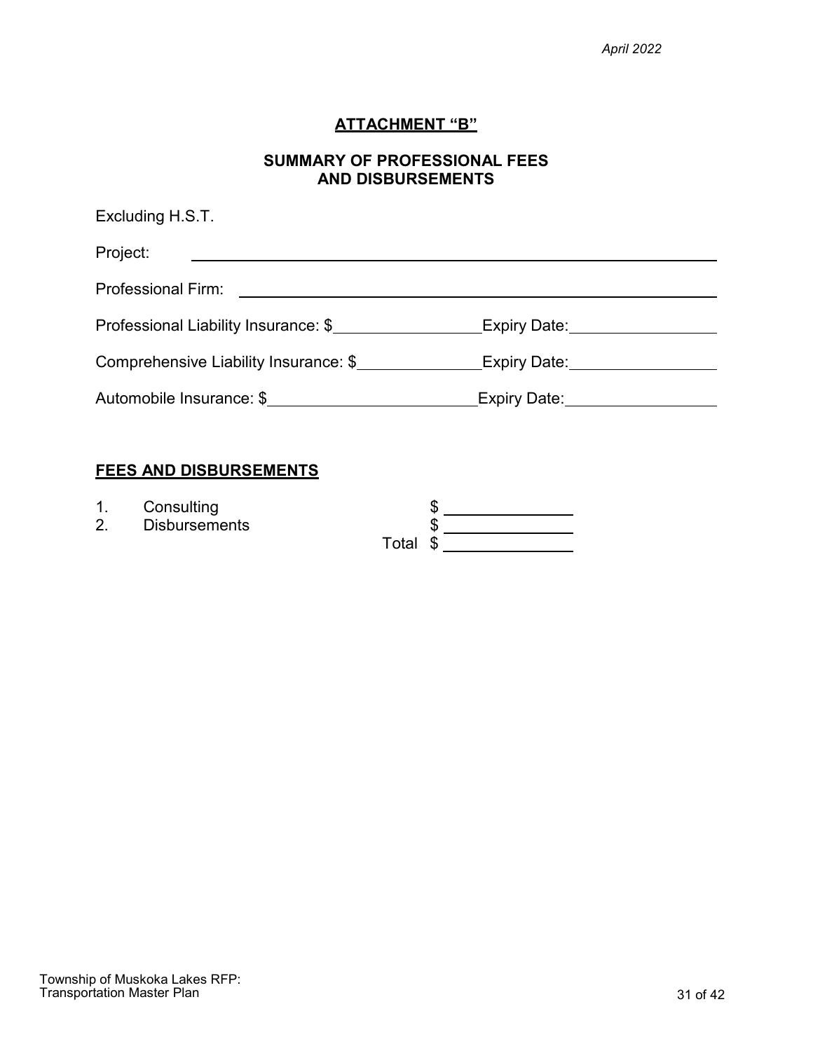## ATTACHMENT "B"

### SUMMARY OF PROFESSIONAL FEES AND DISBURSEMENTS

Excluding H.S.T.

Project: ______________________________________________

Professional Firm: ______________________________________________

Professional Liability Insurance: $______________ Expiry Date:______________

Comprehensive Liability Insurance: $______________ Expiry Date:______________

Automobile Insurance: $______________ Expiry Date:______________

### FEES AND DISBURSEMENTS

| | | |
|---|---|---|
| 1. | Consulting | $ ______________ |
| 2. | Disbursements | $ ______________ |
| | Total | $ ______________ |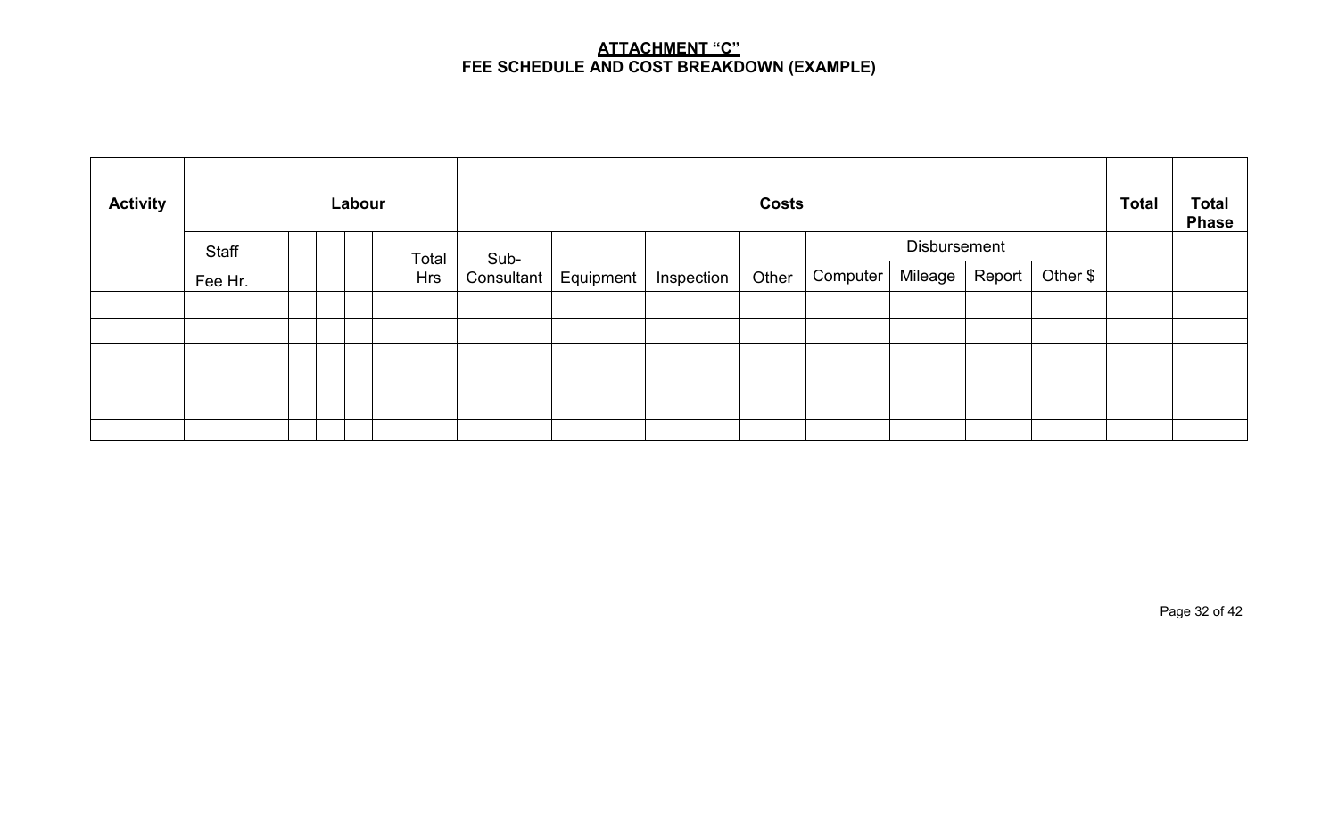# ATTACHMENT "C"
## FEE SCHEDULE AND COST BREAKDOWN (EXAMPLE)

| Activity | | Labour | | | | | | Costs | | | | | | | | Total | Total Phase |
|---|---|---|---|---|---|---|---|---|---|---|---|---|---|---|---|---|---|
| | Staff | | | | | | Total Hrs | Sub-Consultant | Equipment | Inspection | Other | Disbursement | | | | | |
| | Fee Hr. | | | | | | | | | | | Computer | Mileage | Report | Other $ | | |
| | | | | | | | | | | | | | | | | | |
| | | | | | | | | | | | | | | | | | |
| | | | | | | | | | | | | | | | | | |
| | | | | | | | | | | | | | | | | | |
| | | | | | | | | | | | | | | | | | |
| | | | | | | | | | | | | | | | | | |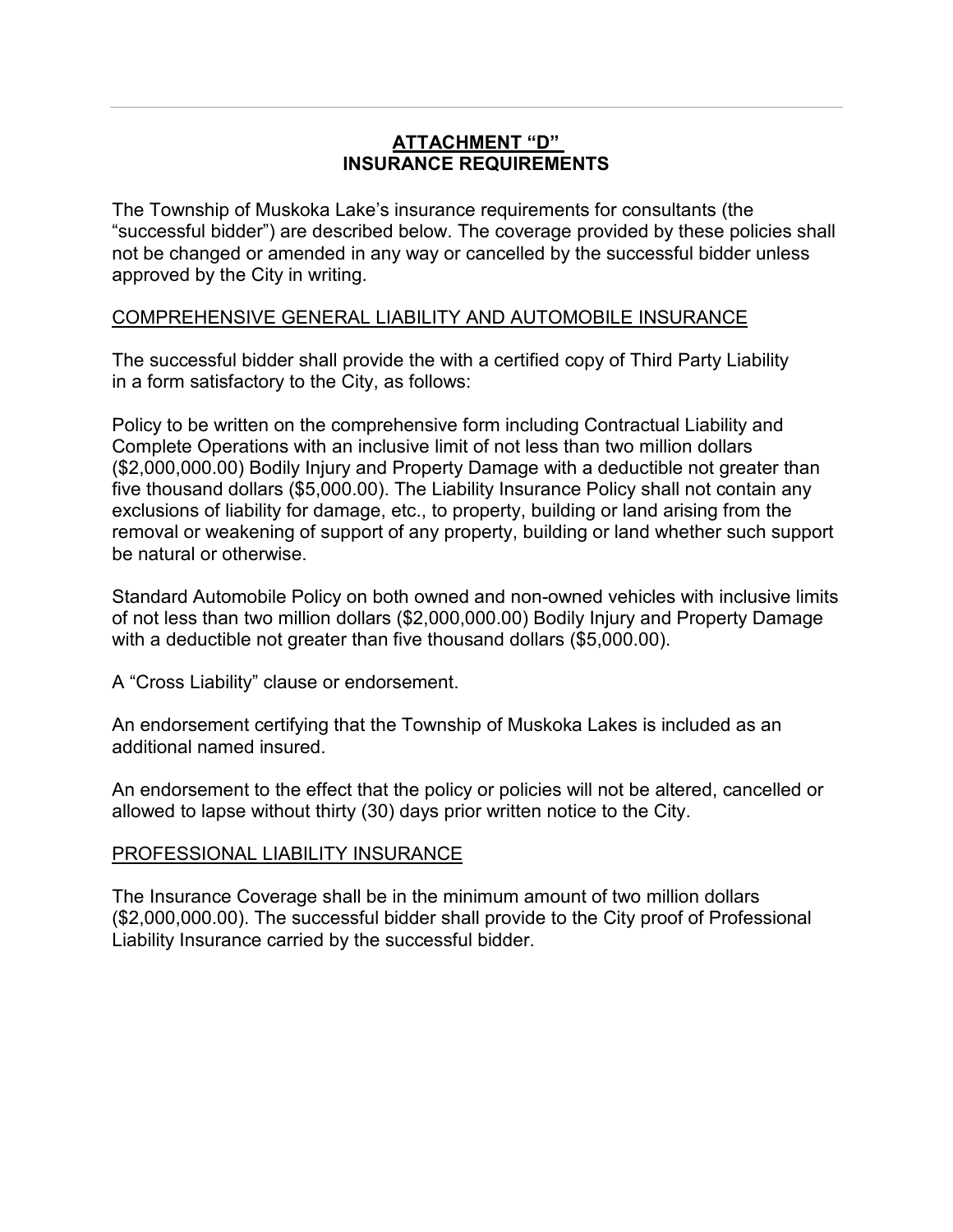# ATTACHMENT "D"
# INSURANCE REQUIREMENTS

The Township of Muskoka Lake's insurance requirements for consultants (the "successful bidder") are described below. The coverage provided by these policies shall not be changed or amended in any way or cancelled by the successful bidder unless approved by the City in writing.

## COMPREHENSIVE GENERAL LIABILITY AND AUTOMOBILE INSURANCE

The successful bidder shall provide the with a certified copy of Third Party Liability in a form satisfactory to the City, as follows:

Policy to be written on the comprehensive form including Contractual Liability and Complete Operations with an inclusive limit of not less than two million dollars ($2,000,000.00) Bodily Injury and Property Damage with a deductible not greater than five thousand dollars ($5,000.00). The Liability Insurance Policy shall not contain any exclusions of liability for damage, etc., to property, building or land arising from the removal or weakening of support of any property, building or land whether such support be natural or otherwise.

Standard Automobile Policy on both owned and non-owned vehicles with inclusive limits of not less than two million dollars ($2,000,000.00) Bodily Injury and Property Damage with a deductible not greater than five thousand dollars ($5,000.00).

A "Cross Liability" clause or endorsement.

An endorsement certifying that the Township of Muskoka Lakes is included as an additional named insured.

An endorsement to the effect that the policy or policies will not be altered, cancelled or allowed to lapse without thirty (30) days prior written notice to the City.

## PROFESSIONAL LIABILITY INSURANCE

The Insurance Coverage shall be in the minimum amount of two million dollars ($2,000,000.00). The successful bidder shall provide to the City proof of Professional Liability Insurance carried by the successful bidder.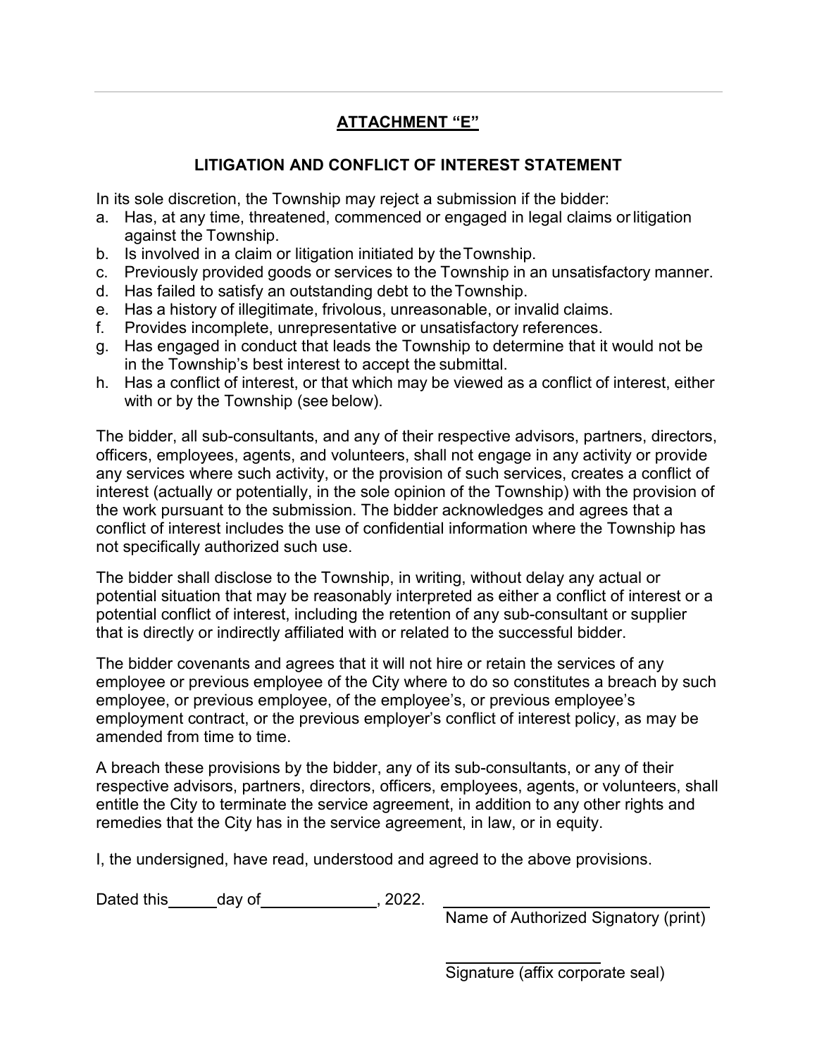## ATTACHMENT "E"

### LITIGATION AND CONFLICT OF INTEREST STATEMENT

In its sole discretion, the Township may reject a submission if the bidder:

a. Has, at any time, threatened, commenced or engaged in legal claims or litigation against the Township.
b. Is involved in a claim or litigation initiated by the Township.
c. Previously provided goods or services to the Township in an unsatisfactory manner.
d. Has failed to satisfy an outstanding debt to the Township.
e. Has a history of illegitimate, frivolous, unreasonable, or invalid claims.
f. Provides incomplete, unrepresentative or unsatisfactory references.
g. Has engaged in conduct that leads the Township to determine that it would not be in the Township's best interest to accept the submittal.
h. Has a conflict of interest, or that which may be viewed as a conflict of interest, either with or by the Township (see below).

The bidder, all sub-consultants, and any of their respective advisors, partners, directors, officers, employees, agents, and volunteers, shall not engage in any activity or provide any services where such activity, or the provision of such services, creates a conflict of interest (actually or potentially, in the sole opinion of the Township) with the provision of the work pursuant to the submission. The bidder acknowledges and agrees that a conflict of interest includes the use of confidential information where the Township has not specifically authorized such use.

The bidder shall disclose to the Township, in writing, without delay any actual or potential situation that may be reasonably interpreted as either a conflict of interest or a potential conflict of interest, including the retention of any sub-consultant or supplier that is directly or indirectly affiliated with or related to the successful bidder.

The bidder covenants and agrees that it will not hire or retain the services of any employee or previous employee of the City where to do so constitutes a breach by such employee, or previous employee, of the employee's, or previous employee's employment contract, or the previous employer's conflict of interest policy, as may be amended from time to time.

A breach these provisions by the bidder, any of its sub-consultants, or any of their respective advisors, partners, directors, officers, employees, agents, or volunteers, shall entitle the City to terminate the service agreement, in addition to any other rights and remedies that the City has in the service agreement, in law, or in equity.

I, the undersigned, have read, understood and agreed to the above provisions.

Dated this\_\_\_\_\_\_day of\_\_\_\_\_\_\_\_\_\_\_\_\_\_, 2022.

\_\_\_\_\_\_\_\_\_\_\_\_\_\_\_\_\_\_\_\_\_\_\_\_\_\_\_\_\_\_\_\_
Name of Authorized Signatory (print)

\_\_\_\_\_\_\_\_\_\_\_\_\_\_\_\_\_\_\_\_
Signature (affix corporate seal)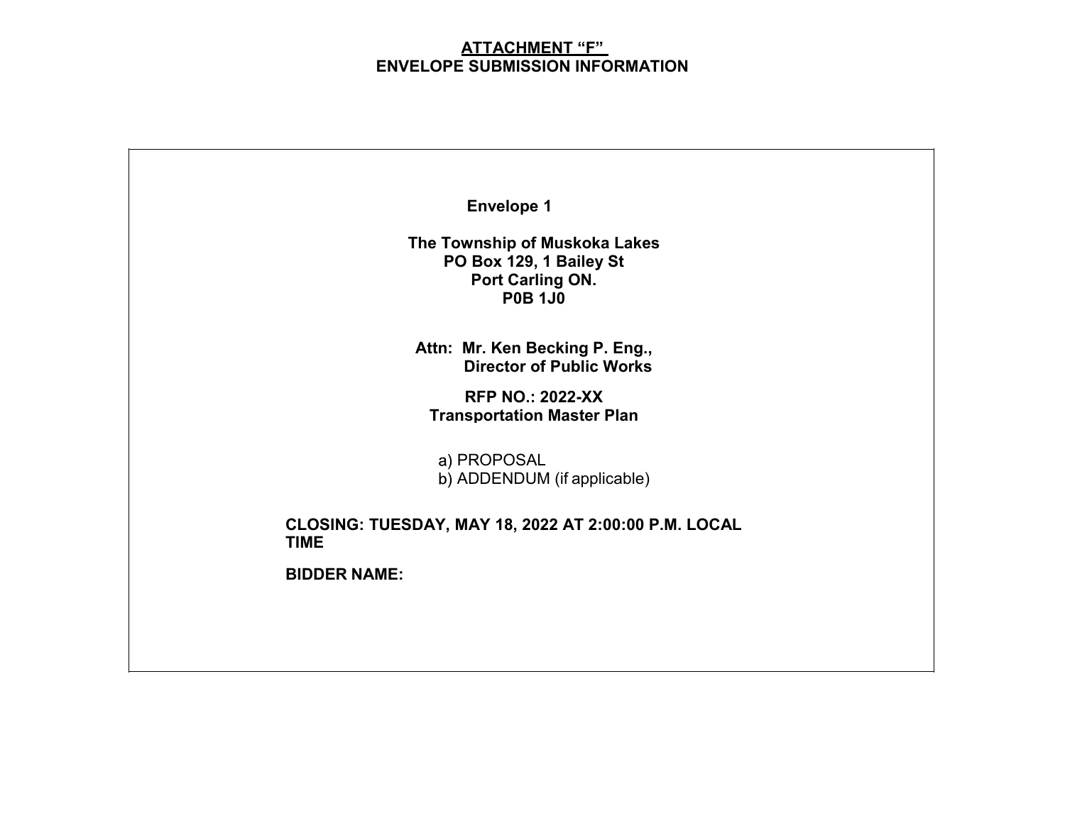**ATTACHMENT "F"**
**ENVELOPE SUBMISSION INFORMATION**

**Envelope 1**

**The Township of Muskoka Lakes**
**PO Box 129, 1 Bailey St**
**Port Carling ON.**
**P0B 1J0**

**Attn: Mr. Ken Becking P. Eng.,**
**Director of Public Works**

**RFP NO.: 2022-XX**
**Transportation Master Plan**

a) PROPOSAL
b) ADDENDUM (if applicable)

**CLOSING: TUESDAY, MAY 18, 2022 AT 2:00:00 P.M. LOCAL TIME**

**BIDDER NAME:**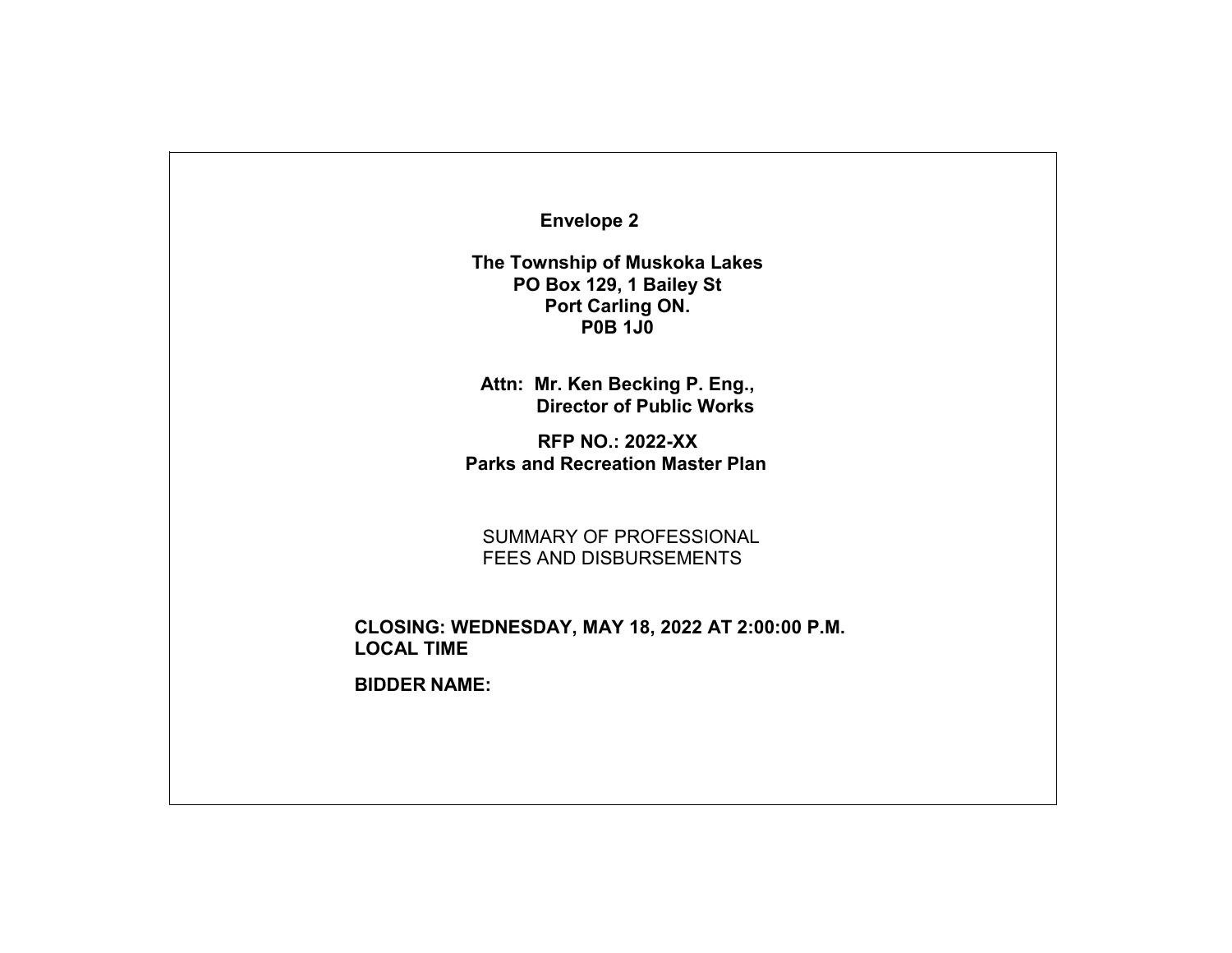**Envelope 2**

**The Township of Muskoka Lakes**
**PO Box 129, 1 Bailey St**
**Port Carling ON.**
**P0B 1J0**

**Attn: Mr. Ken Becking P. Eng.,**
**Director of Public Works**

**RFP NO.: 2022-XX**
**Parks and Recreation Master Plan**

SUMMARY OF PROFESSIONAL
FEES AND DISBURSEMENTS

**CLOSING: WEDNESDAY, MAY 18, 2022 AT 2:00:00 P.M. LOCAL TIME**

**BIDDER NAME:**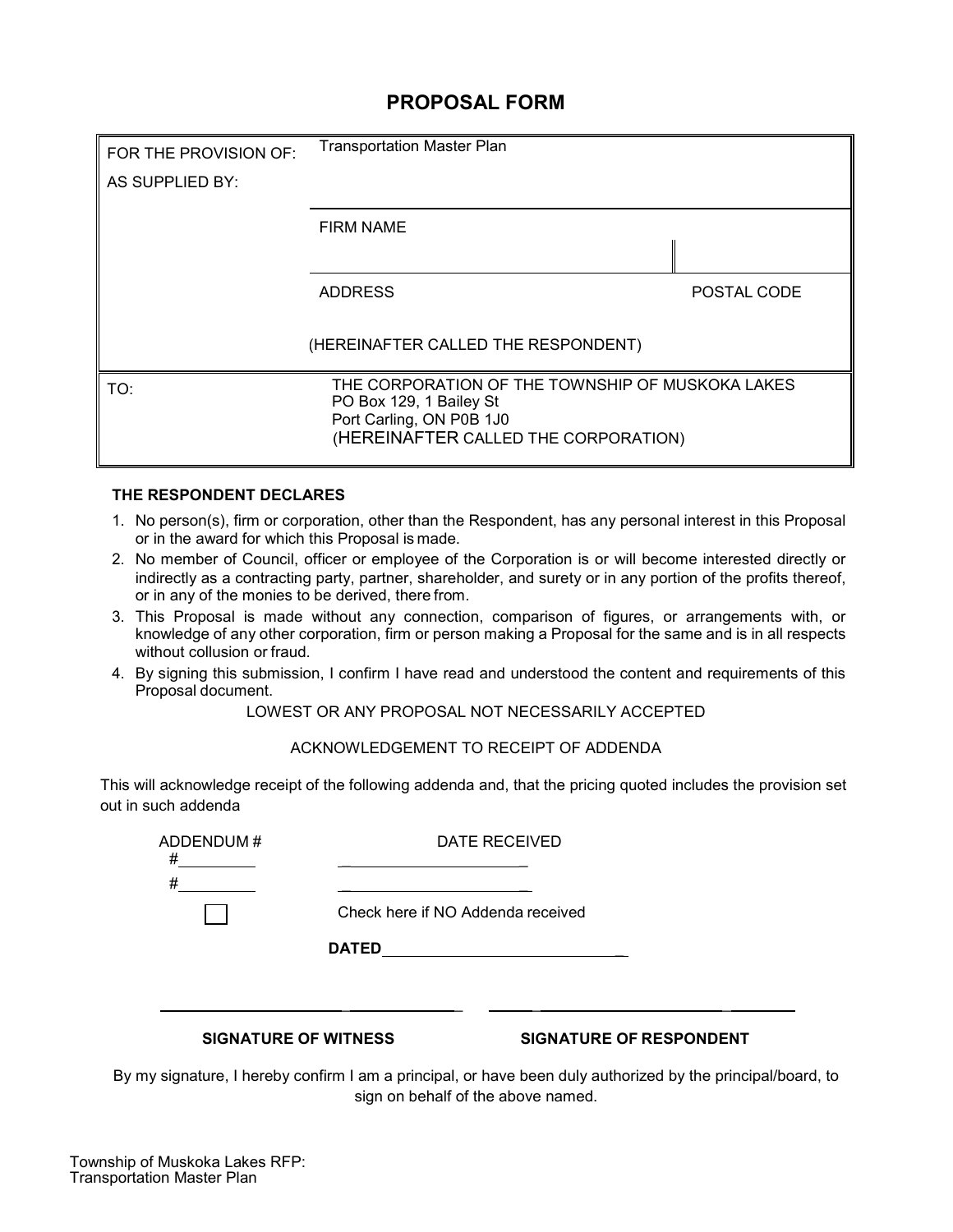# PROPOSAL FORM

| | |
|---|---|
| FOR THE PROVISION OF: | Transportation Master Plan |
| AS SUPPLIED BY: | |
| | FIRM NAME |
| | ADDRESS POSTAL CODE |
| | (HEREINAFTER CALLED THE RESPONDENT) |
| TO: | THE CORPORATION OF THE TOWNSHIP OF MUSKOKA LAKES<br>PO Box 129, 1 Bailey St<br>Port Carling, ON P0B 1J0<br>(HEREINAFTER CALLED THE CORPORATION) |

**THE RESPONDENT DECLARES**

1. No person(s), firm or corporation, other than the Respondent, has any personal interest in this Proposal or in the award for which this Proposal is made.
2. No member of Council, officer or employee of the Corporation is or will become interested directly or indirectly as a contracting party, partner, shareholder, and surety or in any portion of the profits thereof, or in any of the monies to be derived, there from.
3. This Proposal is made without any connection, comparison of figures, or arrangements with, or knowledge of any other corporation, firm or person making a Proposal for the same and is in all respects without collusion or fraud.
4. By signing this submission, I confirm I have read and understood the content and requirements of this Proposal document.

LOWEST OR ANY PROPOSAL NOT NECESSARILY ACCEPTED

ACKNOWLEDGEMENT TO RECEIPT OF ADDENDA

This will acknowledge receipt of the following addenda and, that the pricing quoted includes the provision set out in such addenda

| ADDENDUM # | DATE RECEIVED |
|---|---|
| #_________ | ______________________ |
| #_________ | ______________________ |

☐ Check here if NO Addenda received

**DATED**_____________________________

_________________________ _________________________

**SIGNATURE OF WITNESS** **SIGNATURE OF RESPONDENT**

By my signature, I hereby confirm I am a principal, or have been duly authorized by the principal/board, to sign on behalf of the above named.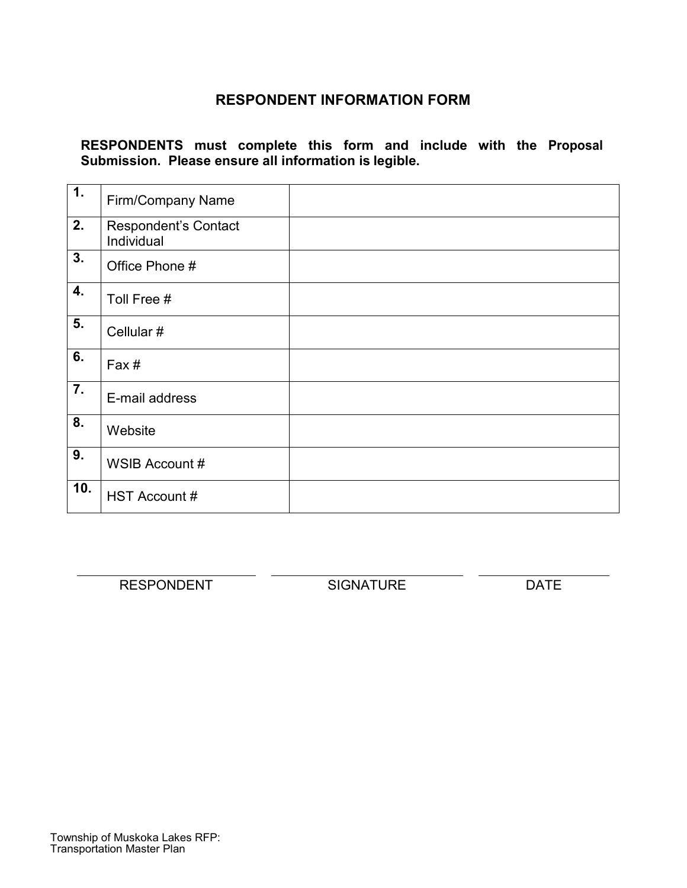# RESPONDENT INFORMATION FORM

**RESPONDENTS must complete this form and include with the Proposal Submission. Please ensure all information is legible.**

| | | |
|---|---|---|
| **1.** | Firm/Company Name | |
| **2.** | Respondent's Contact Individual | |
| **3.** | Office Phone # | |
| **4.** | Toll Free # | |
| **5.** | Cellular # | |
| **6.** | Fax # | |
| **7.** | E-mail address | |
| **8.** | Website | |
| **9.** | WSIB Account # | |
| **10.** | HST Account # | |

______________________ ______________________ ______________________

RESPONDENT SIGNATURE DATE

Township of Muskoka Lakes RFP:
Transportation Master Plan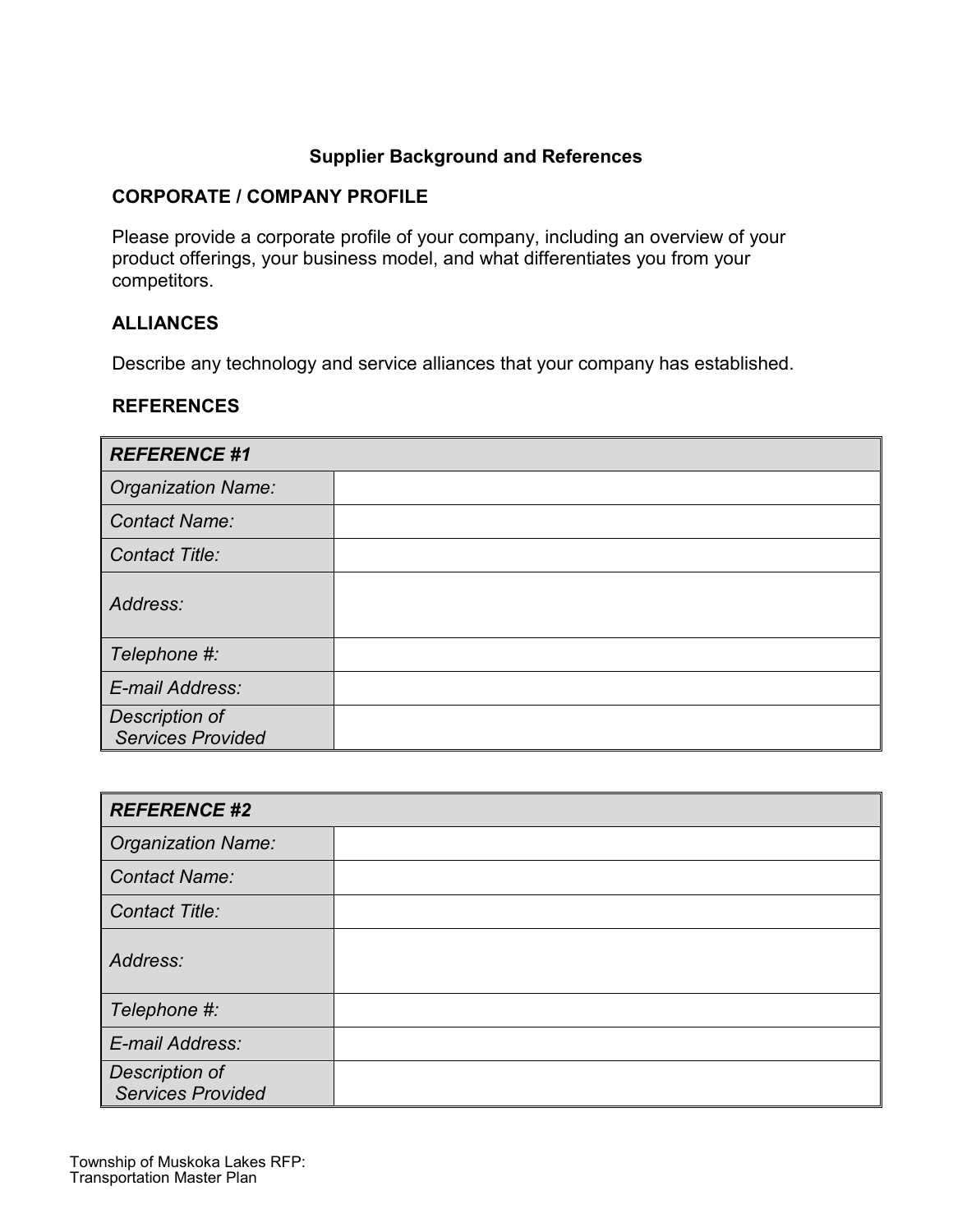## Supplier Background and References

### CORPORATE / COMPANY PROFILE

Please provide a corporate profile of your company, including an overview of your product offerings, your business model, and what differentiates you from your competitors.

### ALLIANCES

Describe any technology and service alliances that your company has established.

### REFERENCES

| ***REFERENCE #1*** | |
|---|---|
| *Organization Name:* | |
| *Contact Name:* | |
| *Contact Title:* | |
| *Address:* | |
| *Telephone #:* | |
| *E-mail Address:* | |
| *Description of Services Provided* | |

| ***REFERENCE #2*** | |
|---|---|
| *Organization Name:* | |
| *Contact Name:* | |
| *Contact Title:* | |
| *Address:* | |
| *Telephone #:* | |
| *E-mail Address:* | |
| *Description of Services Provided* | |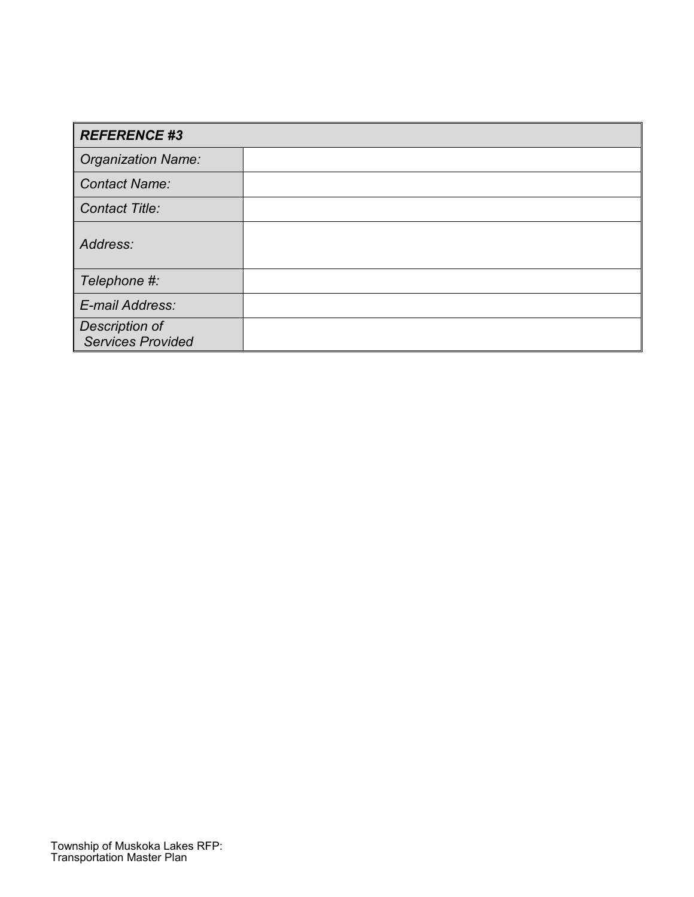| ***REFERENCE #3*** | |
|---|---|
| *Organization Name:* | |
| *Contact Name:* | |
| *Contact Title:* | |
| *Address:* | |
| *Telephone #:* | |
| *E-mail Address:* | |
| *Description of Services Provided* | |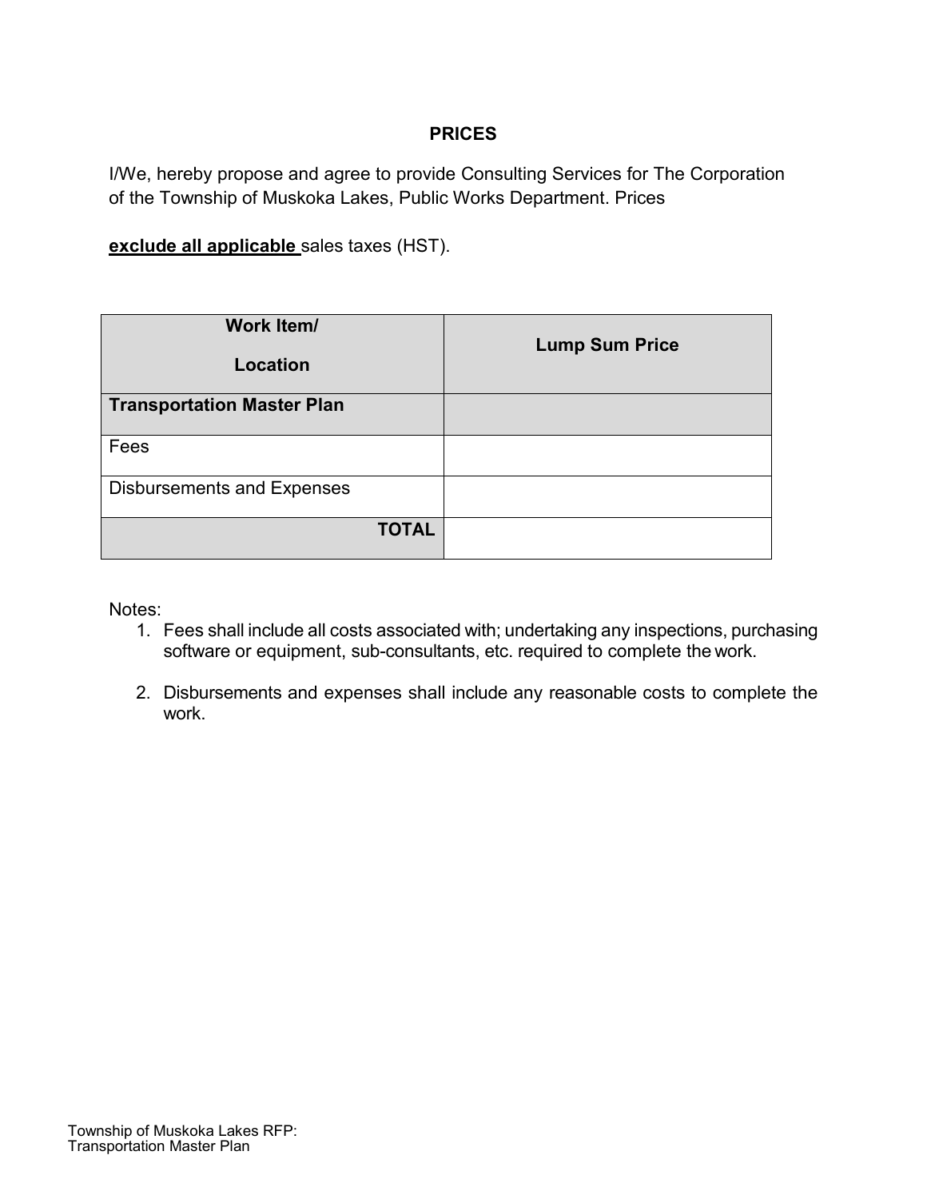## PRICES

I/We, hereby propose and agree to provide Consulting Services for The Corporation of the Township of Muskoka Lakes, Public Works Department. Prices

**exclude all applicable** sales taxes (HST).

| Work Item/ Location | Lump Sum Price |
|---|---|
| **Transportation Master Plan** | |
| Fees | |
| Disbursements and Expenses | |
| **TOTAL** | |

Notes:

1. Fees shall include all costs associated with; undertaking any inspections, purchasing software or equipment, sub-consultants, etc. required to complete the work.
2. Disbursements and expenses shall include any reasonable costs to complete the work.